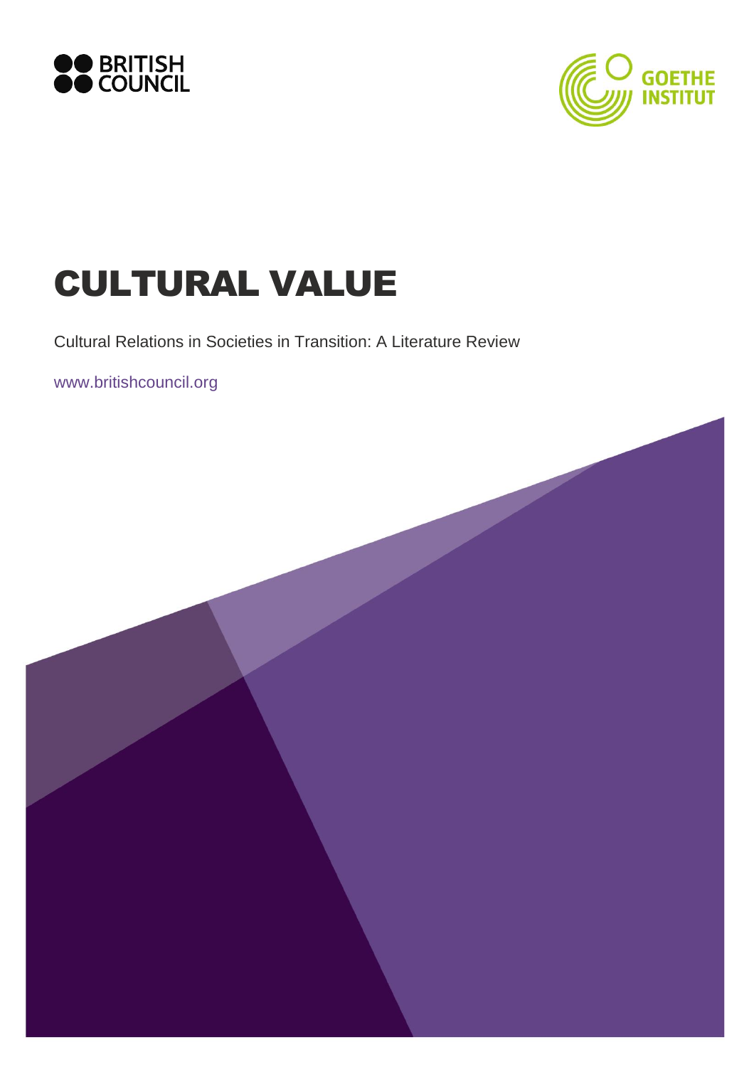BRITISH COUNCIL

GOETHE INSTITUT

# CULTURAL VALUE

Cultural Relations in Societies in Transition: A Literature Review

www.britishcouncil.org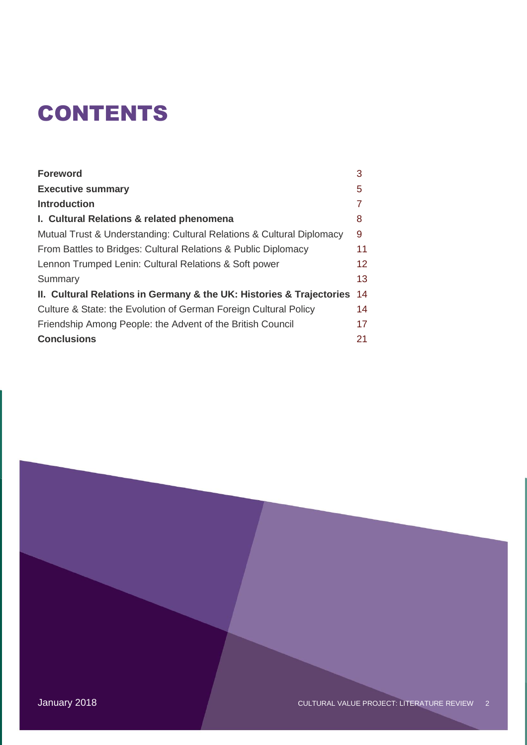# CONTENTS

| | |
|---|---|
| **Foreword** | 3 |
| **Executive summary** | 5 |
| **Introduction** | 7 |
| **I. Cultural Relations & related phenomena** | 8 |
| Mutual Trust & Understanding: Cultural Relations & Cultural Diplomacy | 9 |
| From Battles to Bridges: Cultural Relations & Public Diplomacy | 11 |
| Lennon Trumped Lenin: Cultural Relations & Soft power | 12 |
| Summary | 13 |
| **II. Cultural Relations in Germany & the UK: Histories & Trajectories** | 14 |
| Culture & State: the Evolution of German Foreign Cultural Policy | 14 |
| Friendship Among People: the Advent of the British Council | 17 |
| **Conclusions** | 21 |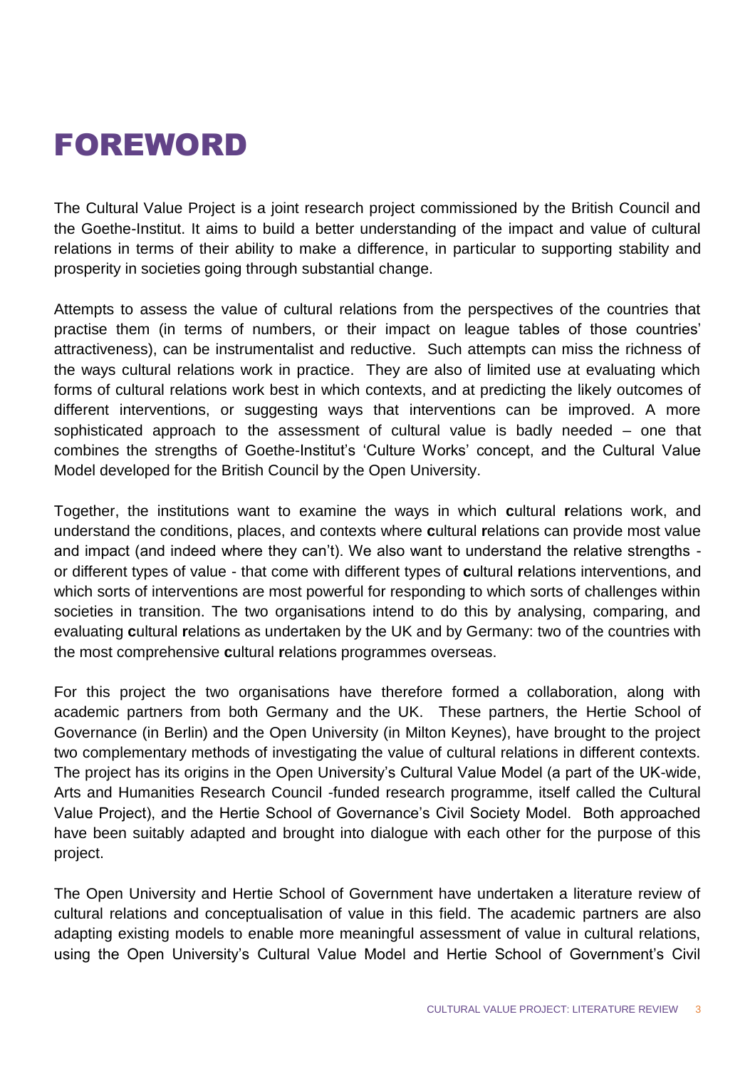# FOREWORD

The Cultural Value Project is a joint research project commissioned by the British Council and the Goethe-Institut. It aims to build a better understanding of the impact and value of cultural relations in terms of their ability to make a difference, in particular to supporting stability and prosperity in societies going through substantial change.

Attempts to assess the value of cultural relations from the perspectives of the countries that practise them (in terms of numbers, or their impact on league tables of those countries' attractiveness), can be instrumentalist and reductive. Such attempts can miss the richness of the ways cultural relations work in practice. They are also of limited use at evaluating which forms of cultural relations work best in which contexts, and at predicting the likely outcomes of different interventions, or suggesting ways that interventions can be improved. A more sophisticated approach to the assessment of cultural value is badly needed – one that combines the strengths of Goethe-Institut's 'Culture Works' concept, and the Cultural Value Model developed for the British Council by the Open University.

Together, the institutions want to examine the ways in which **c**ultural **r**elations work, and understand the conditions, places, and contexts where **c**ultural **r**elations can provide most value and impact (and indeed where they can't). We also want to understand the relative strengths - or different types of value - that come with different types of **c**ultural **r**elations interventions, and which sorts of interventions are most powerful for responding to which sorts of challenges within societies in transition. The two organisations intend to do this by analysing, comparing, and evaluating **c**ultural **r**elations as undertaken by the UK and by Germany: two of the countries with the most comprehensive **c**ultural **r**elations programmes overseas.

For this project the two organisations have therefore formed a collaboration, along with academic partners from both Germany and the UK. These partners, the Hertie School of Governance (in Berlin) and the Open University (in Milton Keynes), have brought to the project two complementary methods of investigating the value of cultural relations in different contexts. The project has its origins in the Open University's Cultural Value Model (a part of the UK-wide, Arts and Humanities Research Council -funded research programme, itself called the Cultural Value Project), and the Hertie School of Governance's Civil Society Model. Both approached have been suitably adapted and brought into dialogue with each other for the purpose of this project.

The Open University and Hertie School of Government have undertaken a literature review of cultural relations and conceptualisation of value in this field. The academic partners are also adapting existing models to enable more meaningful assessment of value in cultural relations, using the Open University's Cultural Value Model and Hertie School of Government's Civil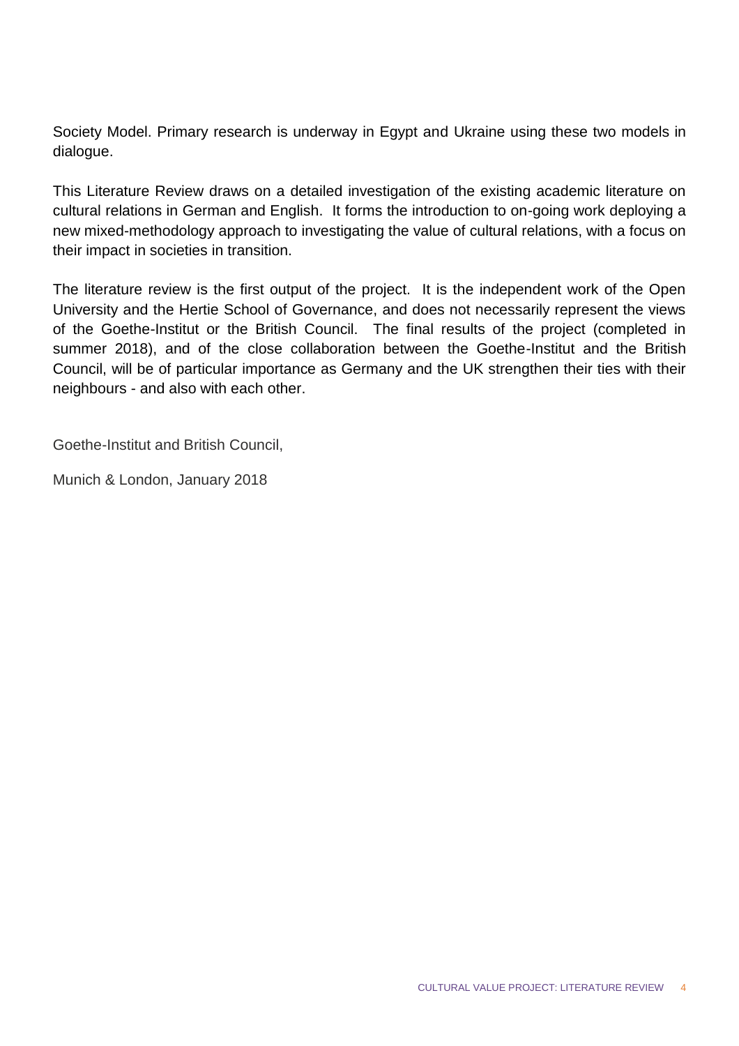Society Model. Primary research is underway in Egypt and Ukraine using these two models in dialogue.

This Literature Review draws on a detailed investigation of the existing academic literature on cultural relations in German and English. It forms the introduction to on-going work deploying a new mixed-methodology approach to investigating the value of cultural relations, with a focus on their impact in societies in transition.

The literature review is the first output of the project. It is the independent work of the Open University and the Hertie School of Governance, and does not necessarily represent the views of the Goethe-Institut or the British Council. The final results of the project (completed in summer 2018), and of the close collaboration between the Goethe-Institut and the British Council, will be of particular importance as Germany and the UK strengthen their ties with their neighbours - and also with each other.

Goethe-Institut and British Council,

Munich & London, January 2018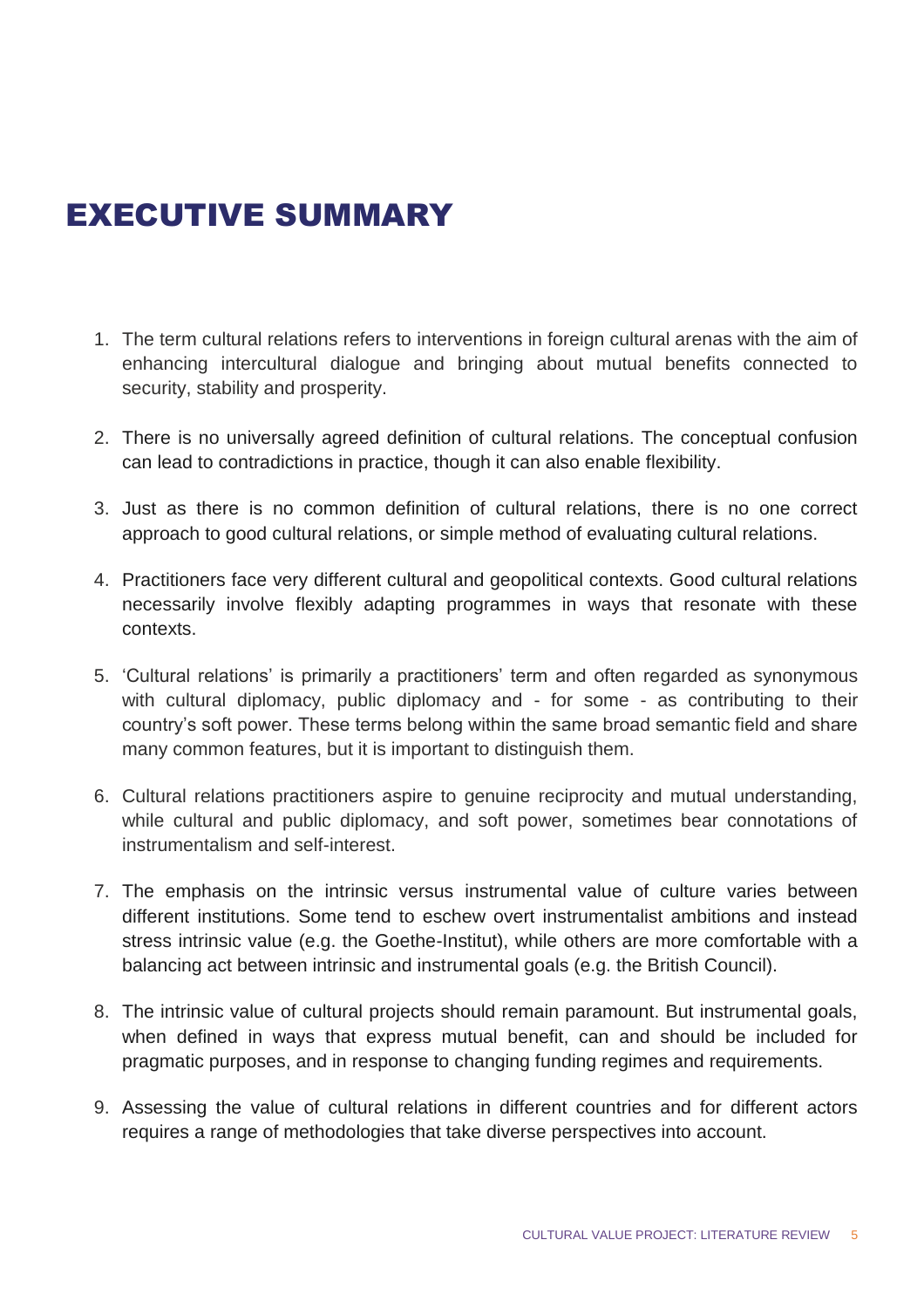# EXECUTIVE SUMMARY

1. The term cultural relations refers to interventions in foreign cultural arenas with the aim of enhancing intercultural dialogue and bringing about mutual benefits connected to security, stability and prosperity.

2. There is no universally agreed definition of cultural relations. The conceptual confusion can lead to contradictions in practice, though it can also enable flexibility.

3. Just as there is no common definition of cultural relations, there is no one correct approach to good cultural relations, or simple method of evaluating cultural relations.

4. Practitioners face very different cultural and geopolitical contexts. Good cultural relations necessarily involve flexibly adapting programmes in ways that resonate with these contexts.

5. 'Cultural relations' is primarily a practitioners' term and often regarded as synonymous with cultural diplomacy, public diplomacy and - for some - as contributing to their country's soft power. These terms belong within the same broad semantic field and share many common features, but it is important to distinguish them.

6. Cultural relations practitioners aspire to genuine reciprocity and mutual understanding, while cultural and public diplomacy, and soft power, sometimes bear connotations of instrumentalism and self-interest.

7. The emphasis on the intrinsic versus instrumental value of culture varies between different institutions. Some tend to eschew overt instrumentalist ambitions and instead stress intrinsic value (e.g. the Goethe-Institut), while others are more comfortable with a balancing act between intrinsic and instrumental goals (e.g. the British Council).

8. The intrinsic value of cultural projects should remain paramount. But instrumental goals, when defined in ways that express mutual benefit, can and should be included for pragmatic purposes, and in response to changing funding regimes and requirements.

9. Assessing the value of cultural relations in different countries and for different actors requires a range of methodologies that take diverse perspectives into account.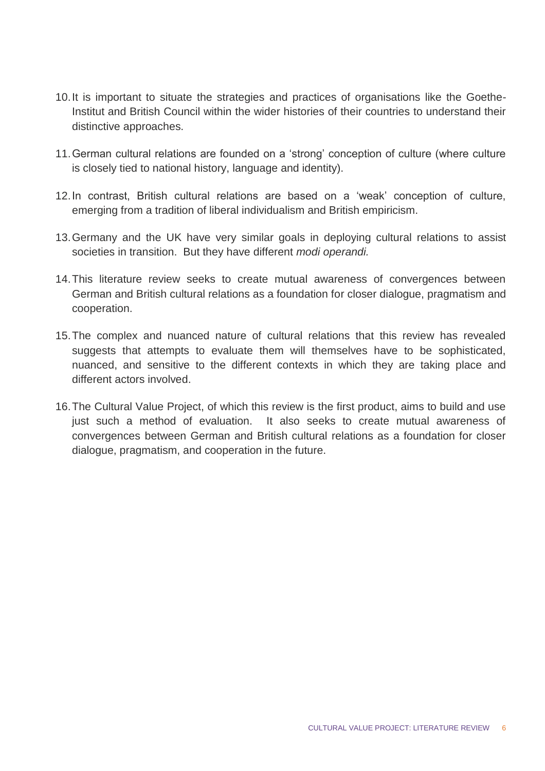10. It is important to situate the strategies and practices of organisations like the Goethe-Institut and British Council within the wider histories of their countries to understand their distinctive approaches.

11. German cultural relations are founded on a 'strong' conception of culture (where culture is closely tied to national history, language and identity).

12. In contrast, British cultural relations are based on a 'weak' conception of culture, emerging from a tradition of liberal individualism and British empiricism.

13. Germany and the UK have very similar goals in deploying cultural relations to assist societies in transition. But they have different *modi operandi.*

14. This literature review seeks to create mutual awareness of convergences between German and British cultural relations as a foundation for closer dialogue, pragmatism and cooperation.

15. The complex and nuanced nature of cultural relations that this review has revealed suggests that attempts to evaluate them will themselves have to be sophisticated, nuanced, and sensitive to the different contexts in which they are taking place and different actors involved.

16. The Cultural Value Project, of which this review is the first product, aims to build and use just such a method of evaluation. It also seeks to create mutual awareness of convergences between German and British cultural relations as a foundation for closer dialogue, pragmatism, and cooperation in the future.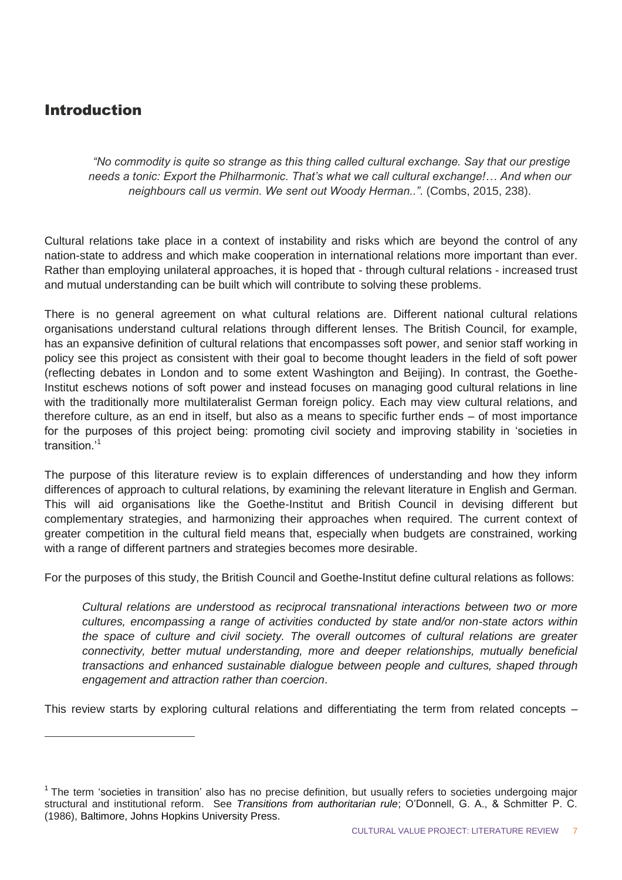# Introduction

> *"No commodity is quite so strange as this thing called cultural exchange. Say that our prestige needs a tonic: Export the Philharmonic. That's what we call cultural exchange!… And when our neighbours call us vermin. We sent out Woody Herman.."*. (Combs, 2015, 238).

Cultural relations take place in a context of instability and risks which are beyond the control of any nation-state to address and which make cooperation in international relations more important than ever. Rather than employing unilateral approaches, it is hoped that - through cultural relations - increased trust and mutual understanding can be built which will contribute to solving these problems.

There is no general agreement on what cultural relations are. Different national cultural relations organisations understand cultural relations through different lenses. The British Council, for example, has an expansive definition of cultural relations that encompasses soft power, and senior staff working in policy see this project as consistent with their goal to become thought leaders in the field of soft power (reflecting debates in London and to some extent Washington and Beijing). In contrast, the Goethe-Institut eschews notions of soft power and instead focuses on managing good cultural relations in line with the traditionally more multilateralist German foreign policy. Each may view cultural relations, and therefore culture, as an end in itself, but also as a means to specific further ends – of most importance for the purposes of this project being: promoting civil society and improving stability in 'societies in transition.'[1]

The purpose of this literature review is to explain differences of understanding and how they inform differences of approach to cultural relations, by examining the relevant literature in English and German. This will aid organisations like the Goethe-Institut and British Council in devising different but complementary strategies, and harmonizing their approaches when required. The current context of greater competition in the cultural field means that, especially when budgets are constrained, working with a range of different partners and strategies becomes more desirable.

For the purposes of this study, the British Council and Goethe-Institut define cultural relations as follows:

> *Cultural relations are understood as reciprocal transnational interactions between two or more cultures, encompassing a range of activities conducted by state and/or non-state actors within the space of culture and civil society. The overall outcomes of cultural relations are greater connectivity, better mutual understanding, more and deeper relationships, mutually beneficial transactions and enhanced sustainable dialogue between people and cultures, shaped through engagement and attraction rather than coercion*.

This review starts by exploring cultural relations and differentiating the term from related concepts –

---

[1] The term 'societies in transition' also has no precise definition, but usually refers to societies undergoing major structural and institutional reform. See *Transitions from authoritarian rule*; O'Donnell, G. A., & Schmitter P. C. (1986), Baltimore, Johns Hopkins University Press.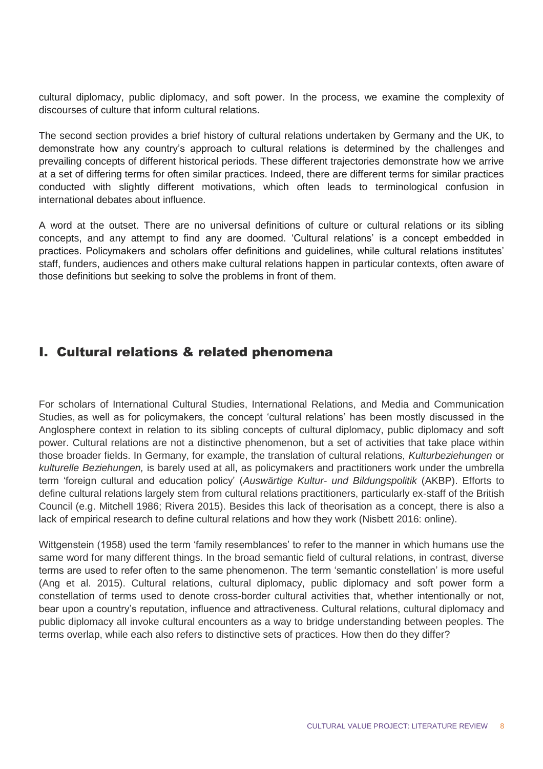cultural diplomacy, public diplomacy, and soft power. In the process, we examine the complexity of discourses of culture that inform cultural relations.

The second section provides a brief history of cultural relations undertaken by Germany and the UK, to demonstrate how any country's approach to cultural relations is determined by the challenges and prevailing concepts of different historical periods. These different trajectories demonstrate how we arrive at a set of differing terms for often similar practices. Indeed, there are different terms for similar practices conducted with slightly different motivations, which often leads to terminological confusion in international debates about influence.

A word at the outset. There are no universal definitions of culture or cultural relations or its sibling concepts, and any attempt to find any are doomed. 'Cultural relations' is a concept embedded in practices. Policymakers and scholars offer definitions and guidelines, while cultural relations institutes' staff, funders, audiences and others make cultural relations happen in particular contexts, often aware of those definitions but seeking to solve the problems in front of them.

## I. Cultural relations & related phenomena

For scholars of International Cultural Studies, International Relations, and Media and Communication Studies, as well as for policymakers, the concept 'cultural relations' has been mostly discussed in the Anglosphere context in relation to its sibling concepts of cultural diplomacy, public diplomacy and soft power. Cultural relations are not a distinctive phenomenon, but a set of activities that take place within those broader fields. In Germany, for example, the translation of cultural relations, *Kulturbeziehungen* or *kulturelle Beziehungen,* is barely used at all, as policymakers and practitioners work under the umbrella term 'foreign cultural and education policy' (*Auswärtige Kultur- und Bildungspolitik* (AKBP). Efforts to define cultural relations largely stem from cultural relations practitioners, particularly ex-staff of the British Council (e.g. Mitchell 1986; Rivera 2015). Besides this lack of theorisation as a concept, there is also a lack of empirical research to define cultural relations and how they work (Nisbett 2016: online).

Wittgenstein (1958) used the term 'family resemblances' to refer to the manner in which humans use the same word for many different things. In the broad semantic field of cultural relations, in contrast, diverse terms are used to refer often to the same phenomenon. The term 'semantic constellation' is more useful (Ang et al. 2015). Cultural relations, cultural diplomacy, public diplomacy and soft power form a constellation of terms used to denote cross-border cultural activities that, whether intentionally or not, bear upon a country's reputation, influence and attractiveness. Cultural relations, cultural diplomacy and public diplomacy all invoke cultural encounters as a way to bridge understanding between peoples. The terms overlap, while each also refers to distinctive sets of practices. How then do they differ?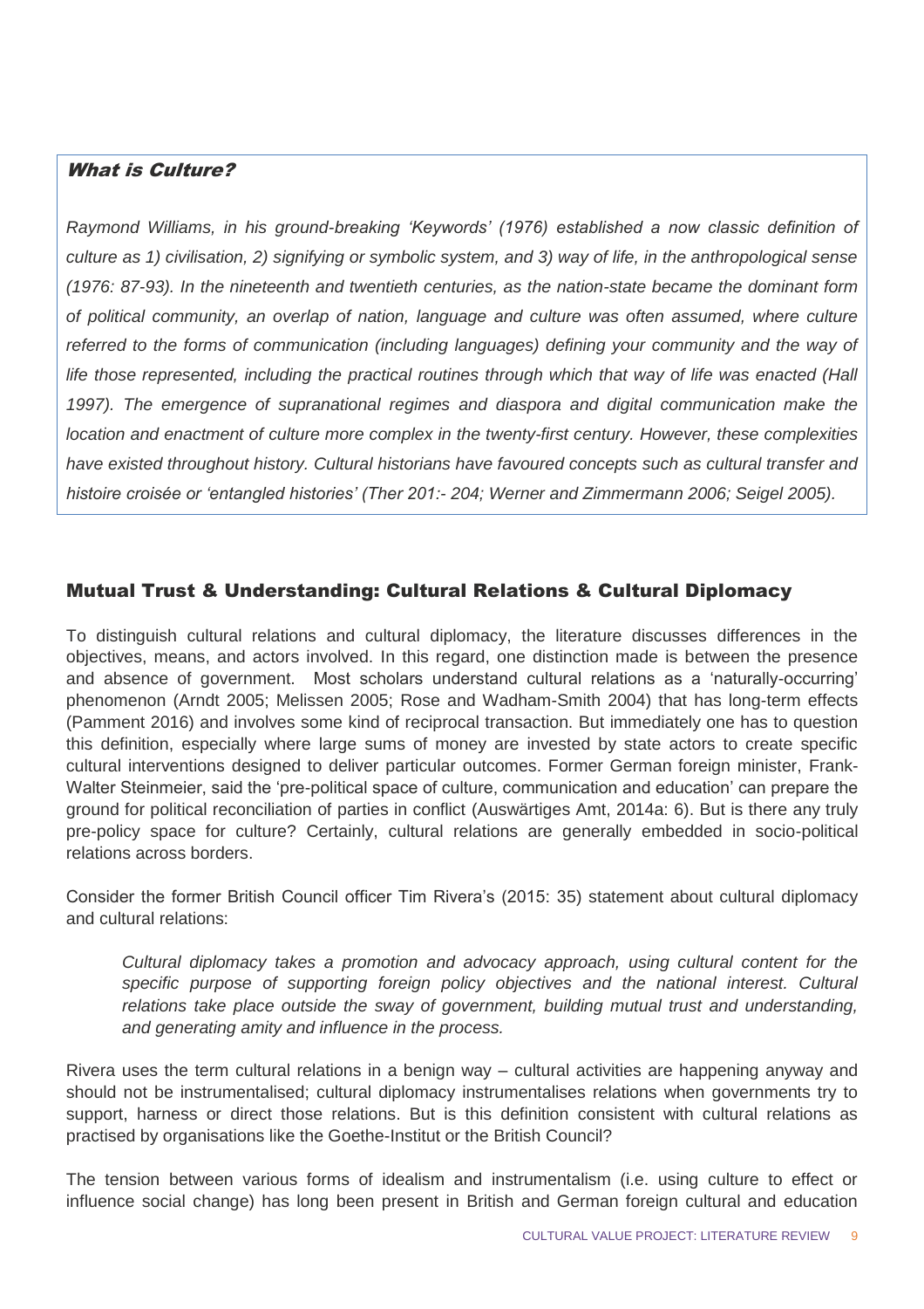### *What is Culture?*

*Raymond Williams, in his ground-breaking 'Keywords' (1976) established a now classic definition of culture as 1) civilisation, 2) signifying or symbolic system, and 3) way of life, in the anthropological sense (1976: 87-93). In the nineteenth and twentieth centuries, as the nation-state became the dominant form of political community, an overlap of nation, language and culture was often assumed, where culture referred to the forms of communication (including languages) defining your community and the way of life those represented, including the practical routines through which that way of life was enacted (Hall 1997). The emergence of supranational regimes and diaspora and digital communication make the location and enactment of culture more complex in the twenty-first century. However, these complexities have existed throughout history. Cultural historians have favoured concepts such as cultural transfer and histoire croisée or 'entangled histories' (Ther 201:- 204; Werner and Zimmermann 2006; Seigel 2005).*

## Mutual Trust & Understanding: Cultural Relations & Cultural Diplomacy

To distinguish cultural relations and cultural diplomacy, the literature discusses differences in the objectives, means, and actors involved. In this regard, one distinction made is between the presence and absence of government. Most scholars understand cultural relations as a 'naturally-occurring' phenomenon (Arndt 2005; Melissen 2005; Rose and Wadham-Smith 2004) that has long-term effects (Pamment 2016) and involves some kind of reciprocal transaction. But immediately one has to question this definition, especially where large sums of money are invested by state actors to create specific cultural interventions designed to deliver particular outcomes. Former German foreign minister, Frank-Walter Steinmeier, said the 'pre-political space of culture, communication and education' can prepare the ground for political reconciliation of parties in conflict (Auswärtiges Amt, 2014a: 6). But is there any truly pre-policy space for culture? Certainly, cultural relations are generally embedded in socio-political relations across borders.

Consider the former British Council officer Tim Rivera's (2015: 35) statement about cultural diplomacy and cultural relations:

> *Cultural diplomacy takes a promotion and advocacy approach, using cultural content for the specific purpose of supporting foreign policy objectives and the national interest. Cultural relations take place outside the sway of government, building mutual trust and understanding, and generating amity and influence in the process.*

Rivera uses the term cultural relations in a benign way – cultural activities are happening anyway and should not be instrumentalised; cultural diplomacy instrumentalises relations when governments try to support, harness or direct those relations. But is this definition consistent with cultural relations as practised by organisations like the Goethe-Institut or the British Council?

The tension between various forms of idealism and instrumentalism (i.e. using culture to effect or influence social change) has long been present in British and German foreign cultural and education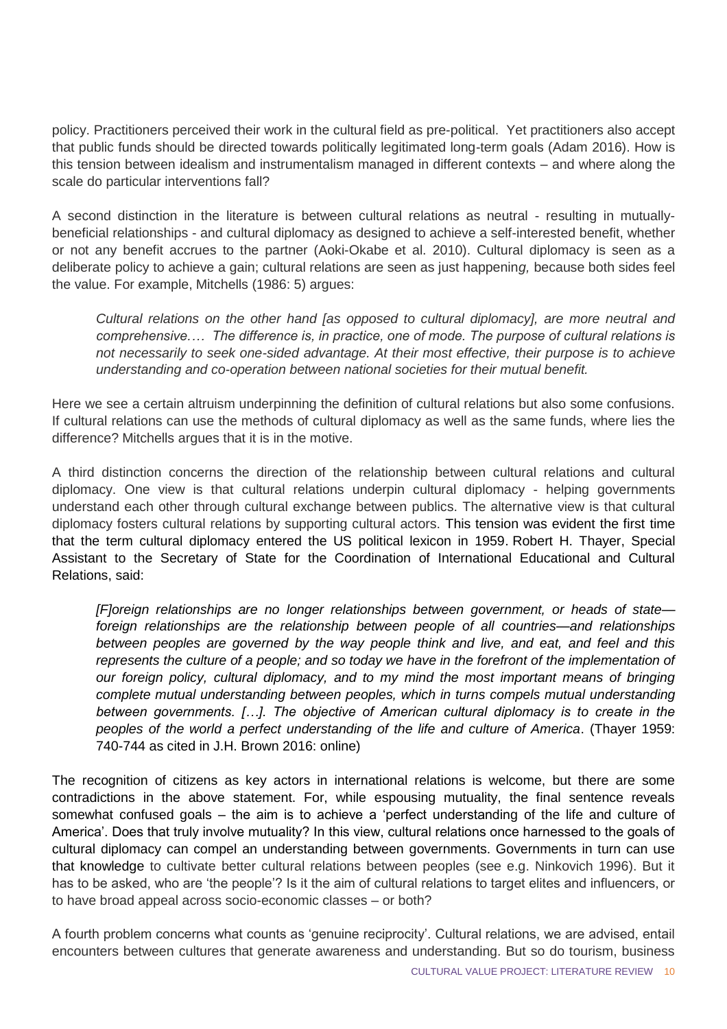policy. Practitioners perceived their work in the cultural field as pre-political. Yet practitioners also accept that public funds should be directed towards politically legitimated long-term goals (Adam 2016). How is this tension between idealism and instrumentalism managed in different contexts – and where along the scale do particular interventions fall?

A second distinction in the literature is between cultural relations as neutral - resulting in mutually-beneficial relationships - and cultural diplomacy as designed to achieve a self-interested benefit, whether or not any benefit accrues to the partner (Aoki-Okabe et al. 2010). Cultural diplomacy is seen as a deliberate policy to achieve a gain; cultural relations are seen as just happenin*g,* because both sides feel the value. For example, Mitchells (1986: 5) argues:

> *Cultural relations on the other hand [as opposed to cultural diplomacy], are more neutral and comprehensive…. The difference is, in practice, one of mode. The purpose of cultural relations is not necessarily to seek one-sided advantage. At their most effective, their purpose is to achieve understanding and co-operation between national societies for their mutual benefit.*

Here we see a certain altruism underpinning the definition of cultural relations but also some confusions. If cultural relations can use the methods of cultural diplomacy as well as the same funds, where lies the difference? Mitchells argues that it is in the motive.

A third distinction concerns the direction of the relationship between cultural relations and cultural diplomacy. One view is that cultural relations underpin cultural diplomacy - helping governments understand each other through cultural exchange between publics. The alternative view is that cultural diplomacy fosters cultural relations by supporting cultural actors. This tension was evident the first time that the term cultural diplomacy entered the US political lexicon in 1959. Robert H. Thayer, Special Assistant to the Secretary of State for the Coordination of International Educational and Cultural Relations, said:

> *[F]oreign relationships are no longer relationships between government, or heads of state—foreign relationships are the relationship between people of all countries—and relationships between peoples are governed by the way people think and live, and eat, and feel and this represents the culture of a people; and so today we have in the forefront of the implementation of our foreign policy, cultural diplomacy, and to my mind the most important means of bringing complete mutual understanding between peoples, which in turns compels mutual understanding between governments. […]. The objective of American cultural diplomacy is to create in the peoples of the world a perfect understanding of the life and culture of America*. (Thayer 1959: 740-744 as cited in J.H. Brown 2016: online)

The recognition of citizens as key actors in international relations is welcome, but there are some contradictions in the above statement. For, while espousing mutuality, the final sentence reveals somewhat confused goals – the aim is to achieve a 'perfect understanding of the life and culture of America'. Does that truly involve mutuality? In this view, cultural relations once harnessed to the goals of cultural diplomacy can compel an understanding between governments. Governments in turn can use that knowledge to cultivate better cultural relations between peoples (see e.g. Ninkovich 1996). But it has to be asked, who are 'the people'? Is it the aim of cultural relations to target elites and influencers, or to have broad appeal across socio-economic classes – or both?

A fourth problem concerns what counts as 'genuine reciprocity'. Cultural relations, we are advised, entail encounters between cultures that generate awareness and understanding. But so do tourism, business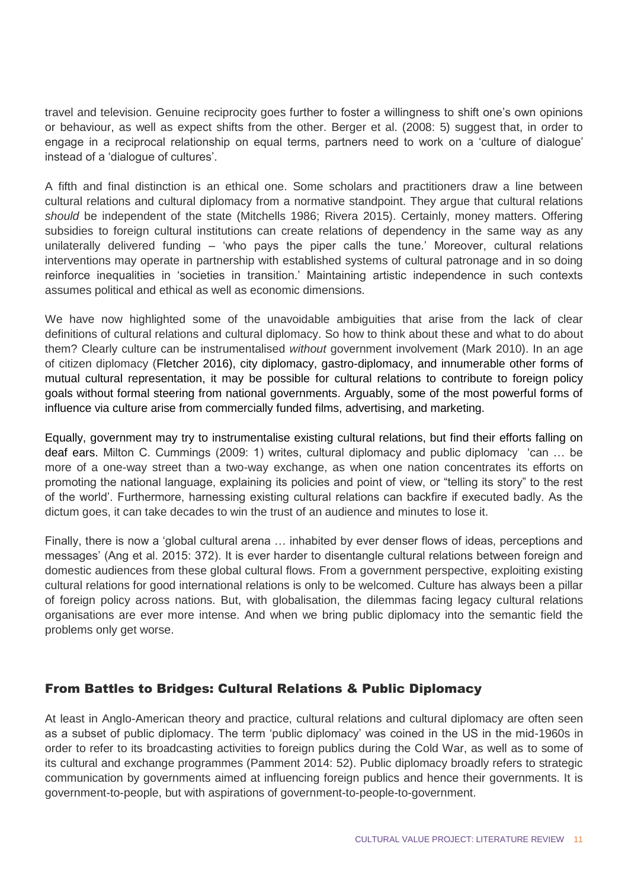travel and television. Genuine reciprocity goes further to foster a willingness to shift one's own opinions or behaviour, as well as expect shifts from the other. Berger et al. (2008: 5) suggest that, in order to engage in a reciprocal relationship on equal terms, partners need to work on a 'culture of dialogue' instead of a 'dialogue of cultures'.

A fifth and final distinction is an ethical one. Some scholars and practitioners draw a line between cultural relations and cultural diplomacy from a normative standpoint. They argue that cultural relations *should* be independent of the state (Mitchells 1986; Rivera 2015). Certainly, money matters. Offering subsidies to foreign cultural institutions can create relations of dependency in the same way as any unilaterally delivered funding – 'who pays the piper calls the tune.' Moreover, cultural relations interventions may operate in partnership with established systems of cultural patronage and in so doing reinforce inequalities in 'societies in transition.' Maintaining artistic independence in such contexts assumes political and ethical as well as economic dimensions.

We have now highlighted some of the unavoidable ambiguities that arise from the lack of clear definitions of cultural relations and cultural diplomacy. So how to think about these and what to do about them? Clearly culture can be instrumentalised *without* government involvement (Mark 2010). In an age of citizen diplomacy (Fletcher 2016), city diplomacy, gastro-diplomacy, and innumerable other forms of mutual cultural representation, it may be possible for cultural relations to contribute to foreign policy goals without formal steering from national governments. Arguably, some of the most powerful forms of influence via culture arise from commercially funded films, advertising, and marketing.

Equally, government may try to instrumentalise existing cultural relations, but find their efforts falling on deaf ears. Milton C. Cummings (2009: 1) writes, cultural diplomacy and public diplomacy 'can … be more of a one-way street than a two-way exchange, as when one nation concentrates its efforts on promoting the national language, explaining its policies and point of view, or "telling its story" to the rest of the world'. Furthermore, harnessing existing cultural relations can backfire if executed badly. As the dictum goes, it can take decades to win the trust of an audience and minutes to lose it.

Finally, there is now a 'global cultural arena … inhabited by ever denser flows of ideas, perceptions and messages' (Ang et al. 2015: 372). It is ever harder to disentangle cultural relations between foreign and domestic audiences from these global cultural flows. From a government perspective, exploiting existing cultural relations for good international relations is only to be welcomed. Culture has always been a pillar of foreign policy across nations. But, with globalisation, the dilemmas facing legacy cultural relations organisations are ever more intense. And when we bring public diplomacy into the semantic field the problems only get worse.

## From Battles to Bridges: Cultural Relations & Public Diplomacy

At least in Anglo-American theory and practice, cultural relations and cultural diplomacy are often seen as a subset of public diplomacy. The term 'public diplomacy' was coined in the US in the mid-1960s in order to refer to its broadcasting activities to foreign publics during the Cold War, as well as to some of its cultural and exchange programmes (Pamment 2014: 52). Public diplomacy broadly refers to strategic communication by governments aimed at influencing foreign publics and hence their governments. It is government-to-people, but with aspirations of government-to-people-to-government.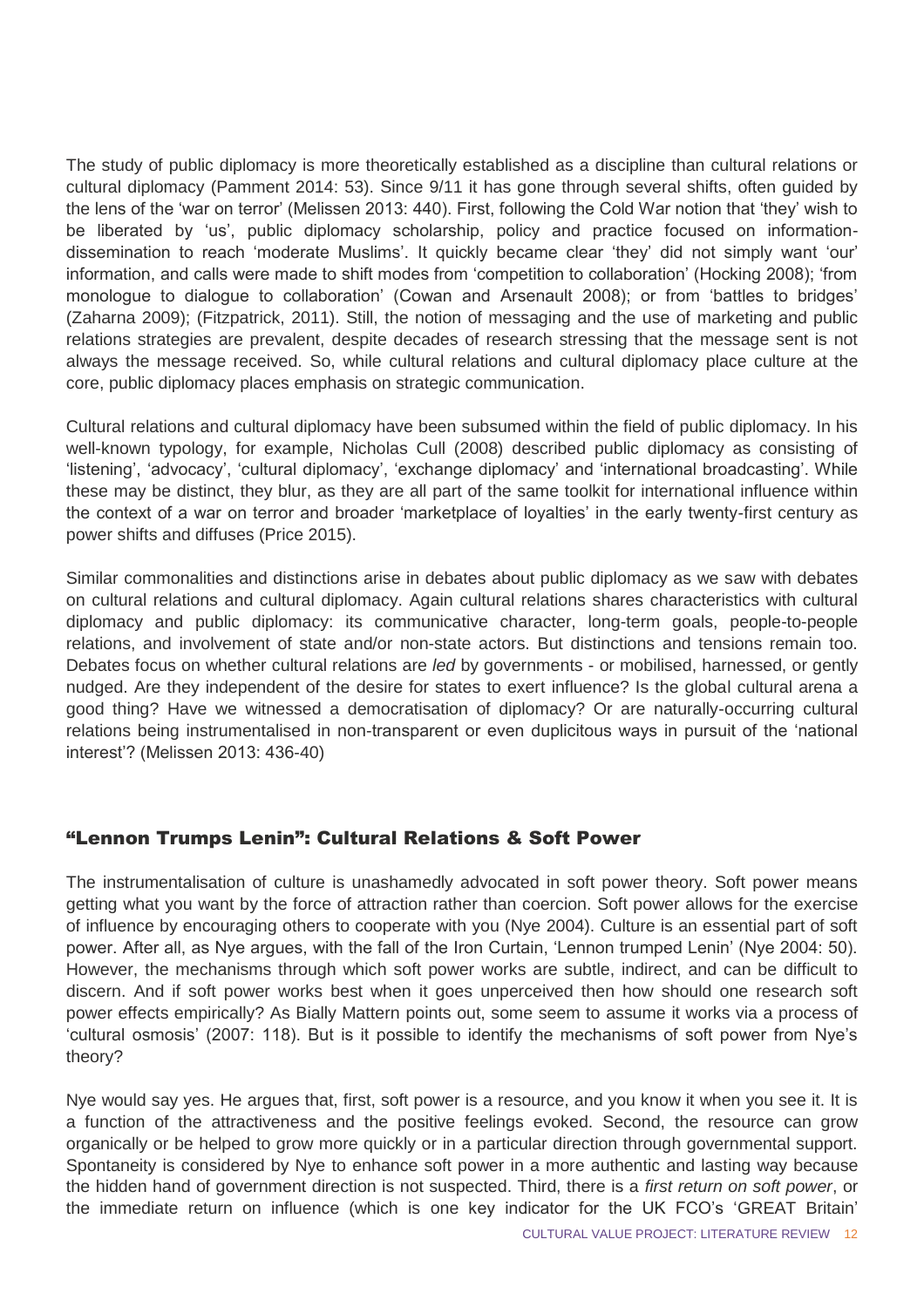The study of public diplomacy is more theoretically established as a discipline than cultural relations or cultural diplomacy (Pamment 2014: 53). Since 9/11 it has gone through several shifts, often guided by the lens of the 'war on terror' (Melissen 2013: 440). First, following the Cold War notion that 'they' wish to be liberated by 'us', public diplomacy scholarship, policy and practice focused on information-dissemination to reach 'moderate Muslims'. It quickly became clear 'they' did not simply want 'our' information, and calls were made to shift modes from 'competition to collaboration' (Hocking 2008); 'from monologue to dialogue to collaboration' (Cowan and Arsenault 2008); or from 'battles to bridges' (Zaharna 2009); (Fitzpatrick, 2011). Still, the notion of messaging and the use of marketing and public relations strategies are prevalent, despite decades of research stressing that the message sent is not always the message received. So, while cultural relations and cultural diplomacy place culture at the core, public diplomacy places emphasis on strategic communication.

Cultural relations and cultural diplomacy have been subsumed within the field of public diplomacy. In his well-known typology, for example, Nicholas Cull (2008) described public diplomacy as consisting of 'listening', 'advocacy', 'cultural diplomacy', 'exchange diplomacy' and 'international broadcasting'. While these may be distinct, they blur, as they are all part of the same toolkit for international influence within the context of a war on terror and broader 'marketplace of loyalties' in the early twenty-first century as power shifts and diffuses (Price 2015).

Similar commonalities and distinctions arise in debates about public diplomacy as we saw with debates on cultural relations and cultural diplomacy. Again cultural relations shares characteristics with cultural diplomacy and public diplomacy: its communicative character, long-term goals, people-to-people relations, and involvement of state and/or non-state actors. But distinctions and tensions remain too. Debates focus on whether cultural relations are *led* by governments - or mobilised, harnessed, or gently nudged. Are they independent of the desire for states to exert influence? Is the global cultural arena a good thing? Have we witnessed a democratisation of diplomacy? Or are naturally-occurring cultural relations being instrumentalised in non-transparent or even duplicitous ways in pursuit of the 'national interest'? (Melissen 2013: 436-40)

## "Lennon Trumps Lenin": Cultural Relations & Soft Power

The instrumentalisation of culture is unashamedly advocated in soft power theory. Soft power means getting what you want by the force of attraction rather than coercion. Soft power allows for the exercise of influence by encouraging others to cooperate with you (Nye 2004). Culture is an essential part of soft power. After all, as Nye argues, with the fall of the Iron Curtain, 'Lennon trumped Lenin' (Nye 2004: 50). However, the mechanisms through which soft power works are subtle, indirect, and can be difficult to discern. And if soft power works best when it goes unperceived then how should one research soft power effects empirically? As Bially Mattern points out, some seem to assume it works via a process of 'cultural osmosis' (2007: 118). But is it possible to identify the mechanisms of soft power from Nye's theory?

Nye would say yes. He argues that, first, soft power is a resource, and you know it when you see it. It is a function of the attractiveness and the positive feelings evoked. Second, the resource can grow organically or be helped to grow more quickly or in a particular direction through governmental support. Spontaneity is considered by Nye to enhance soft power in a more authentic and lasting way because the hidden hand of government direction is not suspected. Third, there is a *first return on soft power*, or the immediate return on influence (which is one key indicator for the UK FCO's 'GREAT Britain'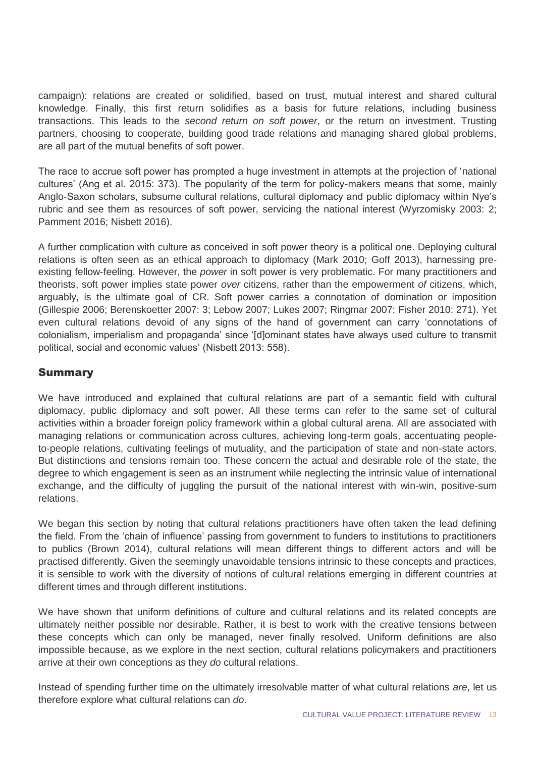campaign): relations are created or solidified, based on trust, mutual interest and shared cultural knowledge. Finally, this first return solidifies as a basis for future relations, including business transactions. This leads to the *second return on soft power*, or the return on investment. Trusting partners, choosing to cooperate, building good trade relations and managing shared global problems, are all part of the mutual benefits of soft power.

The race to accrue soft power has prompted a huge investment in attempts at the projection of 'national cultures' (Ang et al. 2015: 373). The popularity of the term for policy-makers means that some, mainly Anglo-Saxon scholars, subsume cultural relations, cultural diplomacy and public diplomacy within Nye's rubric and see them as resources of soft power, servicing the national interest (Wyrzomisky 2003: 2; Pamment 2016; Nisbett 2016).

A further complication with culture as conceived in soft power theory is a political one. Deploying cultural relations is often seen as an ethical approach to diplomacy (Mark 2010; Goff 2013), harnessing pre-existing fellow-feeling. However, the *power* in soft power is very problematic. For many practitioners and theorists, soft power implies state power *over* citizens, rather than the empowerment *of* citizens, which, arguably, is the ultimate goal of CR. Soft power carries a connotation of domination or imposition (Gillespie 2006; Berenskoetter 2007: 3; Lebow 2007; Lukes 2007; Ringmar 2007; Fisher 2010: 271). Yet even cultural relations devoid of any signs of the hand of government can carry 'connotations of colonialism, imperialism and propaganda' since '[d]ominant states have always used culture to transmit political, social and economic values' (Nisbett 2013: 558).

## Summary

We have introduced and explained that cultural relations are part of a semantic field with cultural diplomacy, public diplomacy and soft power. All these terms can refer to the same set of cultural activities within a broader foreign policy framework within a global cultural arena. All are associated with managing relations or communication across cultures, achieving long-term goals, accentuating people-to-people relations, cultivating feelings of mutuality, and the participation of state and non-state actors. But distinctions and tensions remain too. These concern the actual and desirable role of the state, the degree to which engagement is seen as an instrument while neglecting the intrinsic value of international exchange, and the difficulty of juggling the pursuit of the national interest with win-win, positive-sum relations.

We began this section by noting that cultural relations practitioners have often taken the lead defining the field. From the 'chain of influence' passing from government to funders to institutions to practitioners to publics (Brown 2014), cultural relations will mean different things to different actors and will be practised differently. Given the seemingly unavoidable tensions intrinsic to these concepts and practices, it is sensible to work with the diversity of notions of cultural relations emerging in different countries at different times and through different institutions.

We have shown that uniform definitions of culture and cultural relations and its related concepts are ultimately neither possible nor desirable. Rather, it is best to work with the creative tensions between these concepts which can only be managed, never finally resolved. Uniform definitions are also impossible because, as we explore in the next section, cultural relations policymakers and practitioners arrive at their own conceptions as they *do* cultural relations.

Instead of spending further time on the ultimately irresolvable matter of what cultural relations *are*, let us therefore explore what cultural relations can *do*.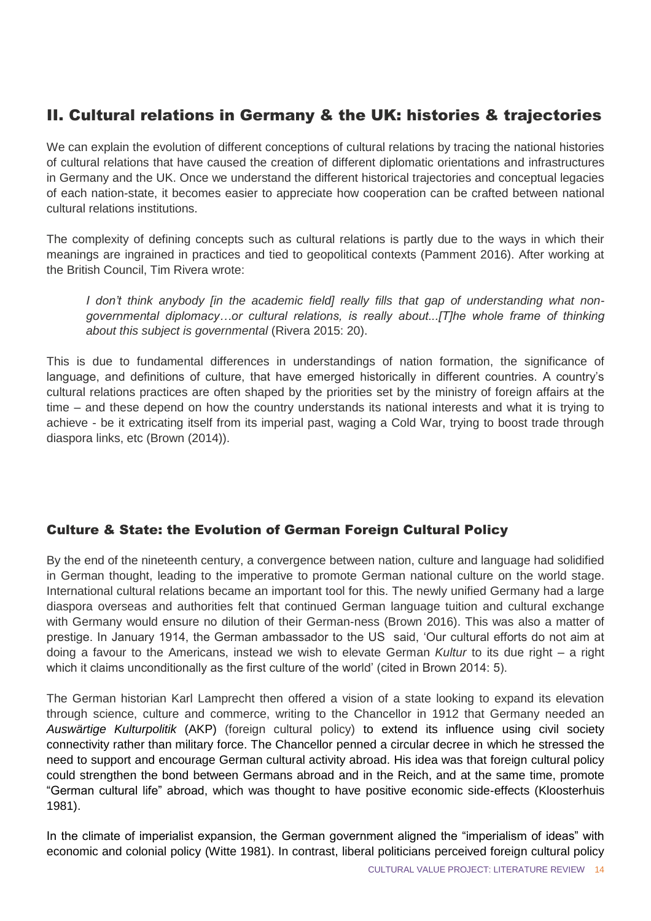## II. Cultural relations in Germany & the UK: histories & trajectories

We can explain the evolution of different conceptions of cultural relations by tracing the national histories of cultural relations that have caused the creation of different diplomatic orientations and infrastructures in Germany and the UK. Once we understand the different historical trajectories and conceptual legacies of each nation-state, it becomes easier to appreciate how cooperation can be crafted between national cultural relations institutions.

The complexity of defining concepts such as cultural relations is partly due to the ways in which their meanings are ingrained in practices and tied to geopolitical contexts (Pamment 2016). After working at the British Council, Tim Rivera wrote:

> *I don't think anybody [in the academic field] really fills that gap of understanding what non-governmental diplomacy…or cultural relations, is really about...[T]he whole frame of thinking about this subject is governmental* (Rivera 2015: 20).

This is due to fundamental differences in understandings of nation formation, the significance of language, and definitions of culture, that have emerged historically in different countries. A country's cultural relations practices are often shaped by the priorities set by the ministry of foreign affairs at the time – and these depend on how the country understands its national interests and what it is trying to achieve - be it extricating itself from its imperial past, waging a Cold War, trying to boost trade through diaspora links, etc (Brown (2014)).

### Culture & State: the Evolution of German Foreign Cultural Policy

By the end of the nineteenth century, a convergence between nation, culture and language had solidified in German thought, leading to the imperative to promote German national culture on the world stage. International cultural relations became an important tool for this. The newly unified Germany had a large diaspora overseas and authorities felt that continued German language tuition and cultural exchange with Germany would ensure no dilution of their German-ness (Brown 2016). This was also a matter of prestige. In January 1914, the German ambassador to the US said, 'Our cultural efforts do not aim at doing a favour to the Americans, instead we wish to elevate German *Kultur* to its due right – a right which it claims unconditionally as the first culture of the world' (cited in Brown 2014: 5).

The German historian Karl Lamprecht then offered a vision of a state looking to expand its elevation through science, culture and commerce, writing to the Chancellor in 1912 that Germany needed an *Auswärtige Kulturpolitik* (AKP) (foreign cultural policy) to extend its influence using civil society connectivity rather than military force. The Chancellor penned a circular decree in which he stressed the need to support and encourage German cultural activity abroad. His idea was that foreign cultural policy could strengthen the bond between Germans abroad and in the Reich, and at the same time, promote "German cultural life" abroad, which was thought to have positive economic side-effects (Kloosterhuis 1981).

In the climate of imperialist expansion, the German government aligned the "imperialism of ideas" with economic and colonial policy (Witte 1981). In contrast, liberal politicians perceived foreign cultural policy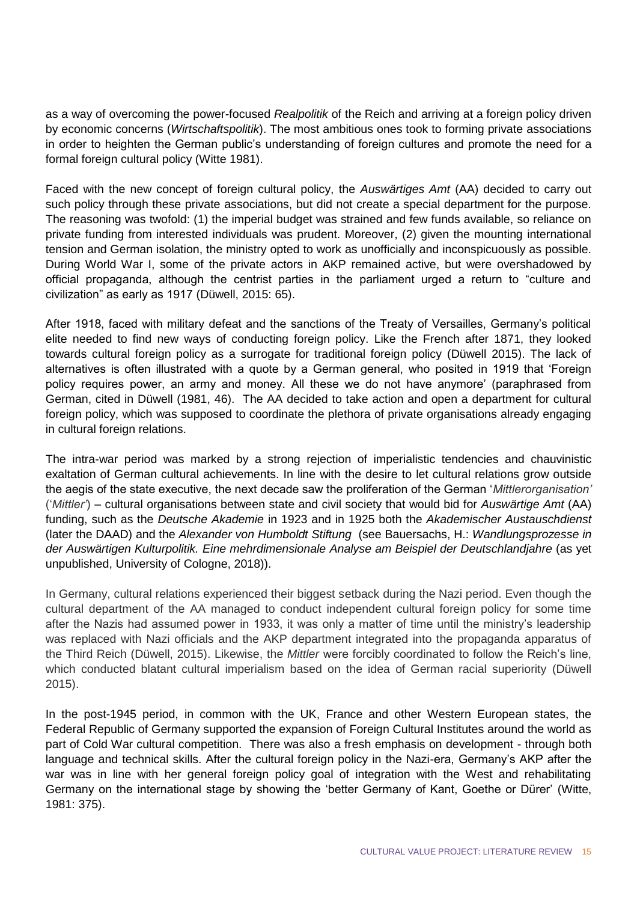as a way of overcoming the power-focused *Realpolitik* of the Reich and arriving at a foreign policy driven by economic concerns (*Wirtschaftspolitik*). The most ambitious ones took to forming private associations in order to heighten the German public's understanding of foreign cultures and promote the need for a formal foreign cultural policy (Witte 1981).

Faced with the new concept of foreign cultural policy, the *Auswärtiges Amt* (AA) decided to carry out such policy through these private associations, but did not create a special department for the purpose. The reasoning was twofold: (1) the imperial budget was strained and few funds available, so reliance on private funding from interested individuals was prudent. Moreover, (2) given the mounting international tension and German isolation, the ministry opted to work as unofficially and inconspicuously as possible. During World War I, some of the private actors in AKP remained active, but were overshadowed by official propaganda, although the centrist parties in the parliament urged a return to "culture and civilization" as early as 1917 (Düwell, 2015: 65).

After 1918, faced with military defeat and the sanctions of the Treaty of Versailles, Germany's political elite needed to find new ways of conducting foreign policy. Like the French after 1871, they looked towards cultural foreign policy as a surrogate for traditional foreign policy (Düwell 2015). The lack of alternatives is often illustrated with a quote by a German general, who posited in 1919 that 'Foreign policy requires power, an army and money. All these we do not have anymore' (paraphrased from German, cited in Düwell (1981, 46). The AA decided to take action and open a department for cultural foreign policy, which was supposed to coordinate the plethora of private organisations already engaging in cultural foreign relations.

The intra-war period was marked by a strong rejection of imperialistic tendencies and chauvinistic exaltation of German cultural achievements. In line with the desire to let cultural relations grow outside the aegis of the state executive, the next decade saw the proliferation of the German '*Mittlerorganisation'* ('*Mittler*') – cultural organisations between state and civil society that would bid for *Auswärtige Amt* (AA) funding, such as the *Deutsche Akademie* in 1923 and in 1925 both the *Akademischer Austauschdienst* (later the DAAD) and the *Alexander von Humboldt Stiftung* (see Bauersachs, H.: *Wandlungsprozesse in der Auswärtigen Kulturpolitik. Eine mehrdimensionale Analyse am Beispiel der Deutschlandjahre* (as yet unpublished, University of Cologne, 2018)).

In Germany, cultural relations experienced their biggest setback during the Nazi period. Even though the cultural department of the AA managed to conduct independent cultural foreign policy for some time after the Nazis had assumed power in 1933, it was only a matter of time until the ministry's leadership was replaced with Nazi officials and the AKP department integrated into the propaganda apparatus of the Third Reich (Düwell, 2015). Likewise, the *Mittler* were forcibly coordinated to follow the Reich's line, which conducted blatant cultural imperialism based on the idea of German racial superiority (Düwell 2015).

In the post-1945 period, in common with the UK, France and other Western European states, the Federal Republic of Germany supported the expansion of Foreign Cultural Institutes around the world as part of Cold War cultural competition. There was also a fresh emphasis on development - through both language and technical skills. After the cultural foreign policy in the Nazi-era, Germany's AKP after the war was in line with her general foreign policy goal of integration with the West and rehabilitating Germany on the international stage by showing the 'better Germany of Kant, Goethe or Dürer' (Witte, 1981: 375).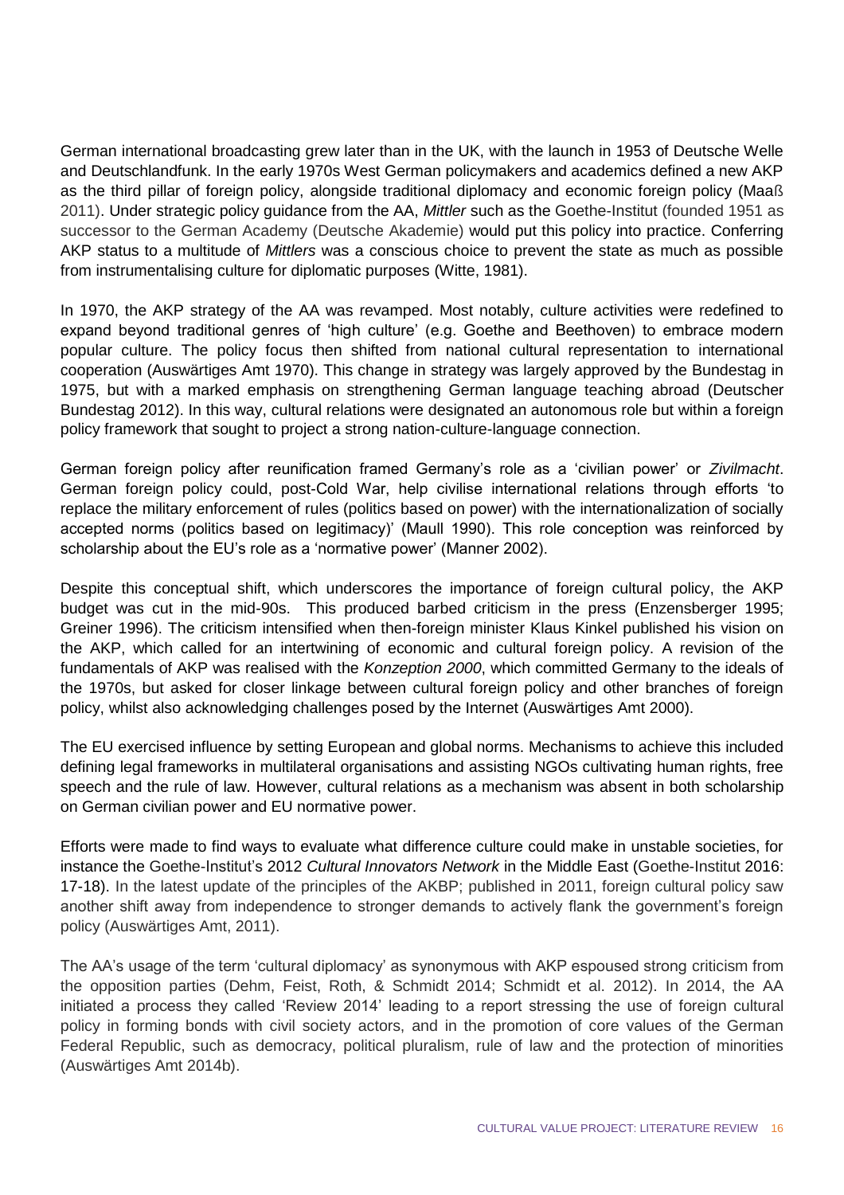German international broadcasting grew later than in the UK, with the launch in 1953 of Deutsche Welle and Deutschlandfunk. In the early 1970s West German policymakers and academics defined a new AKP as the third pillar of foreign policy, alongside traditional diplomacy and economic foreign policy (Maaß 2011). Under strategic policy guidance from the AA, *Mittler* such as the Goethe-Institut (founded 1951 as successor to the German Academy (Deutsche Akademie) would put this policy into practice. Conferring AKP status to a multitude of *Mittlers* was a conscious choice to prevent the state as much as possible from instrumentalising culture for diplomatic purposes (Witte, 1981).

In 1970, the AKP strategy of the AA was revamped. Most notably, culture activities were redefined to expand beyond traditional genres of 'high culture' (e.g. Goethe and Beethoven) to embrace modern popular culture. The policy focus then shifted from national cultural representation to international cooperation (Auswärtiges Amt 1970). This change in strategy was largely approved by the Bundestag in 1975, but with a marked emphasis on strengthening German language teaching abroad (Deutscher Bundestag 2012). In this way, cultural relations were designated an autonomous role but within a foreign policy framework that sought to project a strong nation-culture-language connection.

German foreign policy after reunification framed Germany's role as a 'civilian power' or *Zivilmacht*. German foreign policy could, post-Cold War, help civilise international relations through efforts 'to replace the military enforcement of rules (politics based on power) with the internationalization of socially accepted norms (politics based on legitimacy)' (Maull 1990). This role conception was reinforced by scholarship about the EU's role as a 'normative power' (Manner 2002).

Despite this conceptual shift, which underscores the importance of foreign cultural policy, the AKP budget was cut in the mid-90s. This produced barbed criticism in the press (Enzensberger 1995; Greiner 1996). The criticism intensified when then-foreign minister Klaus Kinkel published his vision on the AKP, which called for an intertwining of economic and cultural foreign policy. A revision of the fundamentals of AKP was realised with the *Konzeption 2000*, which committed Germany to the ideals of the 1970s, but asked for closer linkage between cultural foreign policy and other branches of foreign policy, whilst also acknowledging challenges posed by the Internet (Auswärtiges Amt 2000).

The EU exercised influence by setting European and global norms. Mechanisms to achieve this included defining legal frameworks in multilateral organisations and assisting NGOs cultivating human rights, free speech and the rule of law. However, cultural relations as a mechanism was absent in both scholarship on German civilian power and EU normative power.

Efforts were made to find ways to evaluate what difference culture could make in unstable societies, for instance the Goethe-Institut's 2012 *Cultural Innovators Network* in the Middle East (Goethe-Institut 2016: 17-18). In the latest update of the principles of the AKBP; published in 2011, foreign cultural policy saw another shift away from independence to stronger demands to actively flank the government's foreign policy (Auswärtiges Amt, 2011).

The AA's usage of the term 'cultural diplomacy' as synonymous with AKP espoused strong criticism from the opposition parties (Dehm, Feist, Roth, & Schmidt 2014; Schmidt et al. 2012). In 2014, the AA initiated a process they called 'Review 2014' leading to a report stressing the use of foreign cultural policy in forming bonds with civil society actors, and in the promotion of core values of the German Federal Republic, such as democracy, political pluralism, rule of law and the protection of minorities (Auswärtiges Amt 2014b).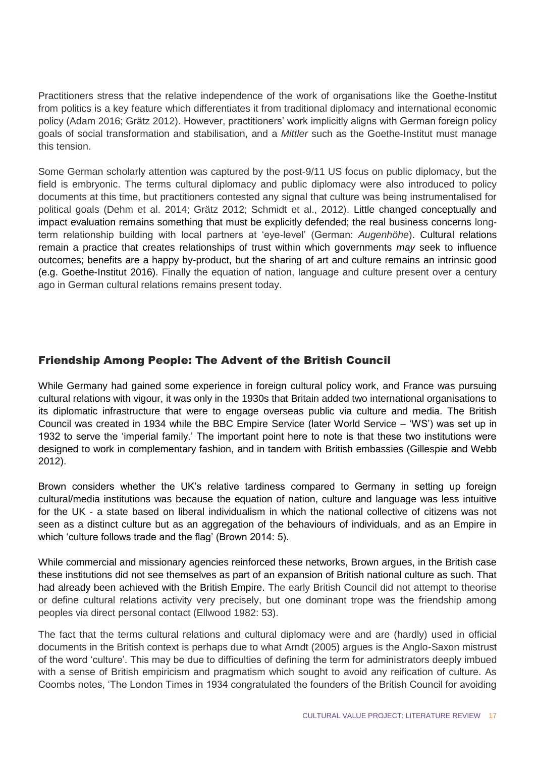Practitioners stress that the relative independence of the work of organisations like the Goethe-Institut from politics is a key feature which differentiates it from traditional diplomacy and international economic policy (Adam 2016; Grätz 2012). However, practitioners' work implicitly aligns with German foreign policy goals of social transformation and stabilisation, and a *Mittler* such as the Goethe-Institut must manage this tension.

Some German scholarly attention was captured by the post-9/11 US focus on public diplomacy, but the field is embryonic. The terms cultural diplomacy and public diplomacy were also introduced to policy documents at this time, but practitioners contested any signal that culture was being instrumentalised for political goals (Dehm et al. 2014; Grätz 2012; Schmidt et al., 2012). Little changed conceptually and impact evaluation remains something that must be explicitly defended; the real business concerns long-term relationship building with local partners at 'eye-level' (German: *Augenhöhe*). Cultural relations remain a practice that creates relationships of trust within which governments *may* seek to influence outcomes; benefits are a happy by-product, but the sharing of art and culture remains an intrinsic good (e.g. Goethe-Institut 2016). Finally the equation of nation, language and culture present over a century ago in German cultural relations remains present today.

## Friendship Among People: The Advent of the British Council

While Germany had gained some experience in foreign cultural policy work, and France was pursuing cultural relations with vigour, it was only in the 1930s that Britain added two international organisations to its diplomatic infrastructure that were to engage overseas public via culture and media. The British Council was created in 1934 while the BBC Empire Service (later World Service – 'WS') was set up in 1932 to serve the 'imperial family.' The important point here to note is that these two institutions were designed to work in complementary fashion, and in tandem with British embassies (Gillespie and Webb 2012).

Brown considers whether the UK's relative tardiness compared to Germany in setting up foreign cultural/media institutions was because the equation of nation, culture and language was less intuitive for the UK - a state based on liberal individualism in which the national collective of citizens was not seen as a distinct culture but as an aggregation of the behaviours of individuals, and as an Empire in which 'culture follows trade and the flag' (Brown 2014: 5).

While commercial and missionary agencies reinforced these networks, Brown argues, in the British case these institutions did not see themselves as part of an expansion of British national culture as such. That had already been achieved with the British Empire. The early British Council did not attempt to theorise or define cultural relations activity very precisely, but one dominant trope was the friendship among peoples via direct personal contact (Ellwood 1982: 53).

The fact that the terms cultural relations and cultural diplomacy were and are (hardly) used in official documents in the British context is perhaps due to what Arndt (2005) argues is the Anglo-Saxon mistrust of the word 'culture'. This may be due to difficulties of defining the term for administrators deeply imbued with a sense of British empiricism and pragmatism which sought to avoid any reification of culture. As Coombs notes, 'The London Times in 1934 congratulated the founders of the British Council for avoiding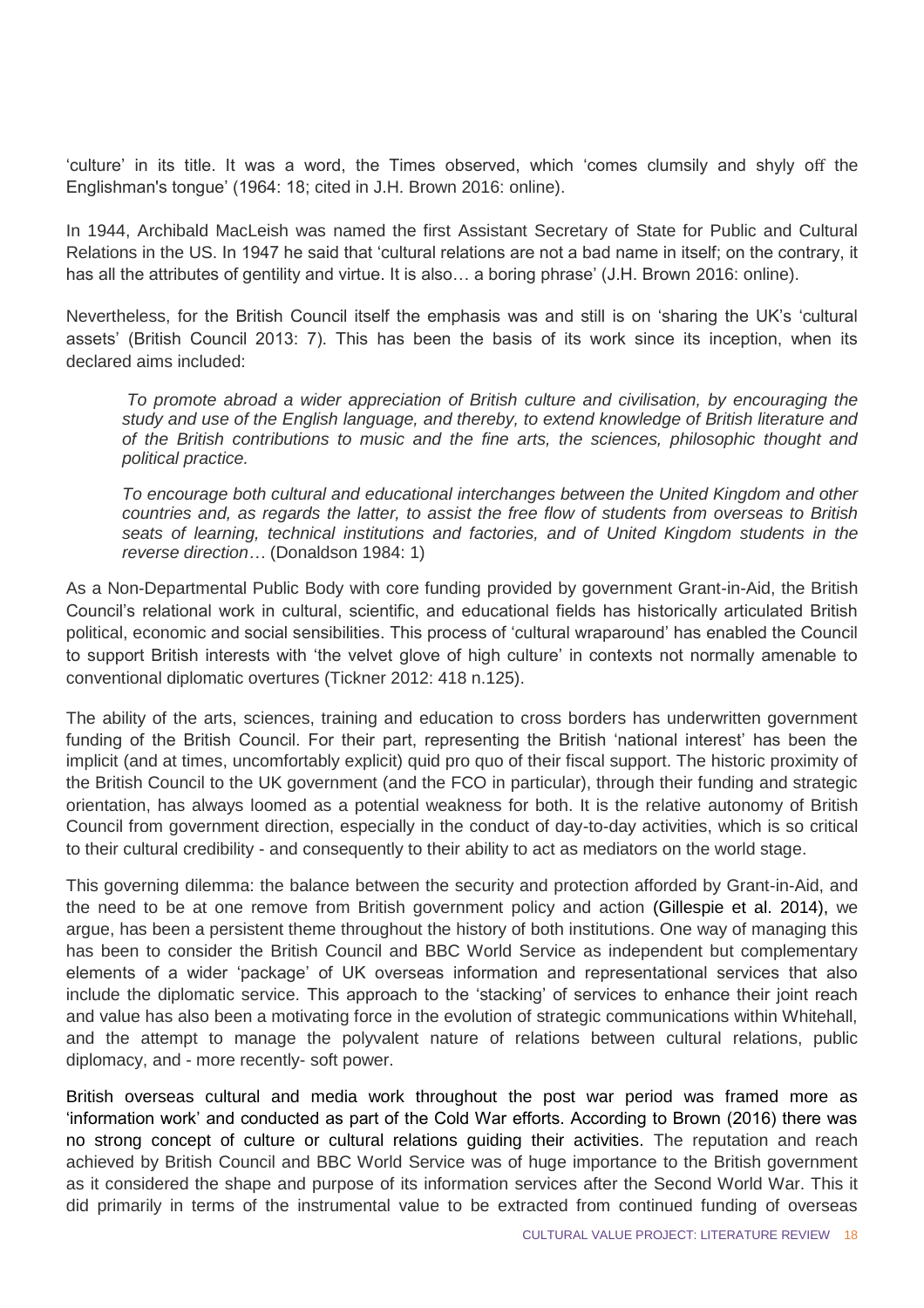'culture' in its title. It was a word, the Times observed, which 'comes clumsily and shyly off the Englishman's tongue' (1964: 18; cited in J.H. Brown 2016: online).

In 1944, Archibald MacLeish was named the first Assistant Secretary of State for Public and Cultural Relations in the US. In 1947 he said that 'cultural relations are not a bad name in itself; on the contrary, it has all the attributes of gentility and virtue. It is also… a boring phrase' (J.H. Brown 2016: online).

Nevertheless, for the British Council itself the emphasis was and still is on 'sharing the UK's 'cultural assets' (British Council 2013: 7). This has been the basis of its work since its inception, when its declared aims included:

> *To promote abroad a wider appreciation of British culture and civilisation, by encouraging the study and use of the English language, and thereby, to extend knowledge of British literature and of the British contributions to music and the fine arts, the sciences, philosophic thought and political practice.*
>
> *To encourage both cultural and educational interchanges between the United Kingdom and other countries and, as regards the latter, to assist the free flow of students from overseas to British seats of learning, technical institutions and factories, and of United Kingdom students in the reverse direction…* (Donaldson 1984: 1)

As a Non-Departmental Public Body with core funding provided by government Grant-in-Aid, the British Council's relational work in cultural, scientific, and educational fields has historically articulated British political, economic and social sensibilities. This process of 'cultural wraparound' has enabled the Council to support British interests with 'the velvet glove of high culture' in contexts not normally amenable to conventional diplomatic overtures (Tickner 2012: 418 n.125).

The ability of the arts, sciences, training and education to cross borders has underwritten government funding of the British Council. For their part, representing the British 'national interest' has been the implicit (and at times, uncomfortably explicit) quid pro quo of their fiscal support. The historic proximity of the British Council to the UK government (and the FCO in particular), through their funding and strategic orientation, has always loomed as a potential weakness for both. It is the relative autonomy of British Council from government direction, especially in the conduct of day-to-day activities, which is so critical to their cultural credibility - and consequently to their ability to act as mediators on the world stage.

This governing dilemma: the balance between the security and protection afforded by Grant-in-Aid, and the need to be at one remove from British government policy and action (Gillespie et al. 2014), we argue, has been a persistent theme throughout the history of both institutions. One way of managing this has been to consider the British Council and BBC World Service as independent but complementary elements of a wider 'package' of UK overseas information and representational services that also include the diplomatic service. This approach to the 'stacking' of services to enhance their joint reach and value has also been a motivating force in the evolution of strategic communications within Whitehall, and the attempt to manage the polyvalent nature of relations between cultural relations, public diplomacy, and - more recently- soft power.

British overseas cultural and media work throughout the post war period was framed more as 'information work' and conducted as part of the Cold War efforts. According to Brown (2016) there was no strong concept of culture or cultural relations guiding their activities. The reputation and reach achieved by British Council and BBC World Service was of huge importance to the British government as it considered the shape and purpose of its information services after the Second World War. This it did primarily in terms of the instrumental value to be extracted from continued funding of overseas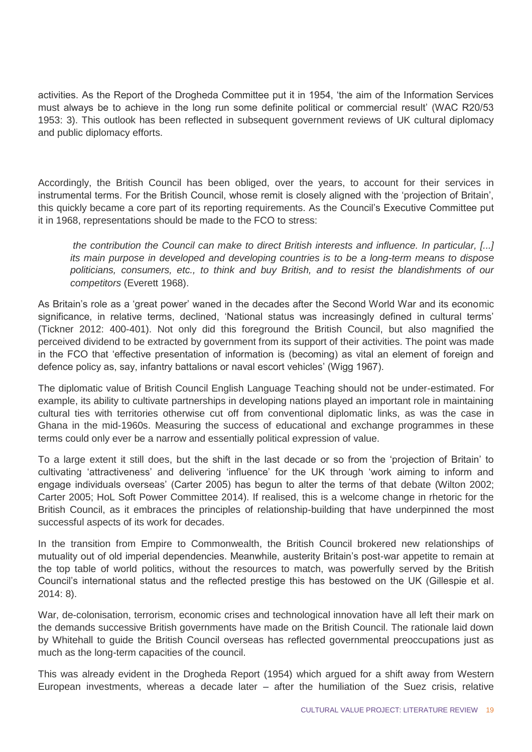activities. As the Report of the Drogheda Committee put it in 1954, 'the aim of the Information Services must always be to achieve in the long run some definite political or commercial result' (WAC R20/53 1953: 3). This outlook has been reflected in subsequent government reviews of UK cultural diplomacy and public diplomacy efforts.

Accordingly, the British Council has been obliged, over the years, to account for their services in instrumental terms. For the British Council, whose remit is closely aligned with the 'projection of Britain', this quickly became a core part of its reporting requirements. As the Council's Executive Committee put it in 1968, representations should be made to the FCO to stress:

> *the contribution the Council can make to direct British interests and influence. In particular, [...] its main purpose in developed and developing countries is to be a long-term means to dispose politicians, consumers, etc., to think and buy British, and to resist the blandishments of our competitors* (Everett 1968).

As Britain's role as a 'great power' waned in the decades after the Second World War and its economic significance, in relative terms, declined, 'National status was increasingly defined in cultural terms' (Tickner 2012: 400-401). Not only did this foreground the British Council, but also magnified the perceived dividend to be extracted by government from its support of their activities. The point was made in the FCO that 'effective presentation of information is (becoming) as vital an element of foreign and defence policy as, say, infantry battalions or naval escort vehicles' (Wigg 1967).

The diplomatic value of British Council English Language Teaching should not be under-estimated. For example, its ability to cultivate partnerships in developing nations played an important role in maintaining cultural ties with territories otherwise cut off from conventional diplomatic links, as was the case in Ghana in the mid-1960s. Measuring the success of educational and exchange programmes in these terms could only ever be a narrow and essentially political expression of value.

To a large extent it still does, but the shift in the last decade or so from the 'projection of Britain' to cultivating 'attractiveness' and delivering 'influence' for the UK through 'work aiming to inform and engage individuals overseas' (Carter 2005) has begun to alter the terms of that debate (Wilton 2002; Carter 2005; HoL Soft Power Committee 2014). If realised, this is a welcome change in rhetoric for the British Council, as it embraces the principles of relationship-building that have underpinned the most successful aspects of its work for decades.

In the transition from Empire to Commonwealth, the British Council brokered new relationships of mutuality out of old imperial dependencies. Meanwhile, austerity Britain's post-war appetite to remain at the top table of world politics, without the resources to match, was powerfully served by the British Council's international status and the reflected prestige this has bestowed on the UK (Gillespie et al. 2014: 8).

War, de-colonisation, terrorism, economic crises and technological innovation have all left their mark on the demands successive British governments have made on the British Council. The rationale laid down by Whitehall to guide the British Council overseas has reflected governmental preoccupations just as much as the long-term capacities of the council.

This was already evident in the Drogheda Report (1954) which argued for a shift away from Western European investments, whereas a decade later – after the humiliation of the Suez crisis, relative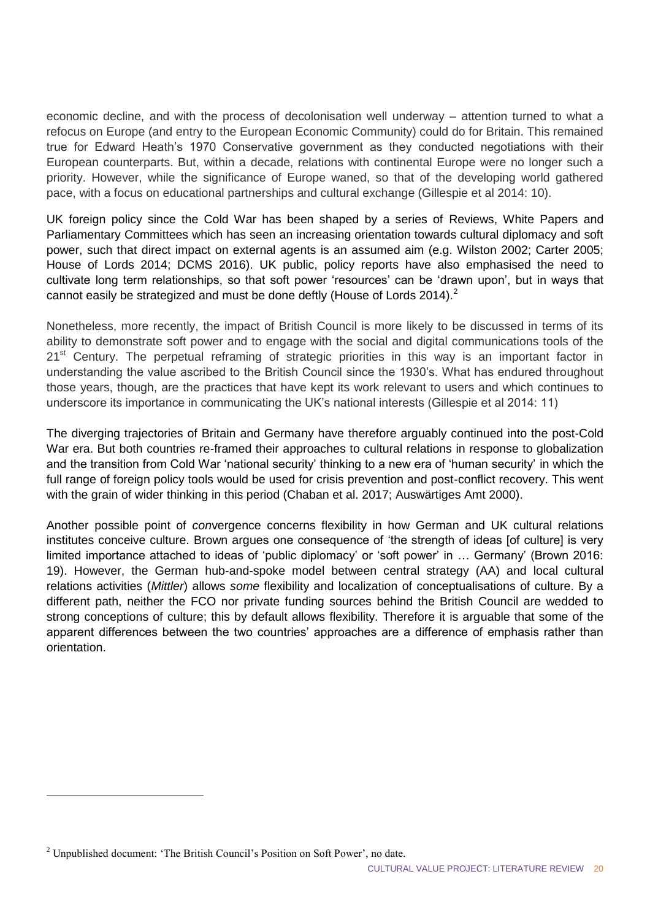economic decline, and with the process of decolonisation well underway – attention turned to what a refocus on Europe (and entry to the European Economic Community) could do for Britain. This remained true for Edward Heath's 1970 Conservative government as they conducted negotiations with their European counterparts. But, within a decade, relations with continental Europe were no longer such a priority. However, while the significance of Europe waned, so that of the developing world gathered pace, with a focus on educational partnerships and cultural exchange (Gillespie et al 2014: 10).

UK foreign policy since the Cold War has been shaped by a series of Reviews, White Papers and Parliamentary Committees which has seen an increasing orientation towards cultural diplomacy and soft power, such that direct impact on external agents is an assumed aim (e.g. Wilston 2002; Carter 2005; House of Lords 2014; DCMS 2016). UK public, policy reports have also emphasised the need to cultivate long term relationships, so that soft power 'resources' can be 'drawn upon', but in ways that cannot easily be strategized and must be done deftly (House of Lords 2014).[2]

Nonetheless, more recently, the impact of British Council is more likely to be discussed in terms of its ability to demonstrate soft power and to engage with the social and digital communications tools of the 21st Century. The perpetual reframing of strategic priorities in this way is an important factor in understanding the value ascribed to the British Council since the 1930's. What has endured throughout those years, though, are the practices that have kept its work relevant to users and which continues to underscore its importance in communicating the UK's national interests (Gillespie et al 2014: 11)

The diverging trajectories of Britain and Germany have therefore arguably continued into the post-Cold War era. But both countries re-framed their approaches to cultural relations in response to globalization and the transition from Cold War 'national security' thinking to a new era of 'human security' in which the full range of foreign policy tools would be used for crisis prevention and post-conflict recovery. This went with the grain of wider thinking in this period (Chaban et al. 2017; Auswärtiges Amt 2000).

Another possible point of *con*vergence concerns flexibility in how German and UK cultural relations institutes conceive culture. Brown argues one consequence of 'the strength of ideas [of culture] is very limited importance attached to ideas of 'public diplomacy' or 'soft power' in … Germany' (Brown 2016: 19). However, the German hub-and-spoke model between central strategy (AA) and local cultural relations activities (*Mittler*) allows *some* flexibility and localization of conceptualisations of culture. By a different path, neither the FCO nor private funding sources behind the British Council are wedded to strong conceptions of culture; this by default allows flexibility. Therefore it is arguable that some of the apparent differences between the two countries' approaches are a difference of emphasis rather than orientation.

---

[2] Unpublished document: 'The British Council's Position on Soft Power', no date.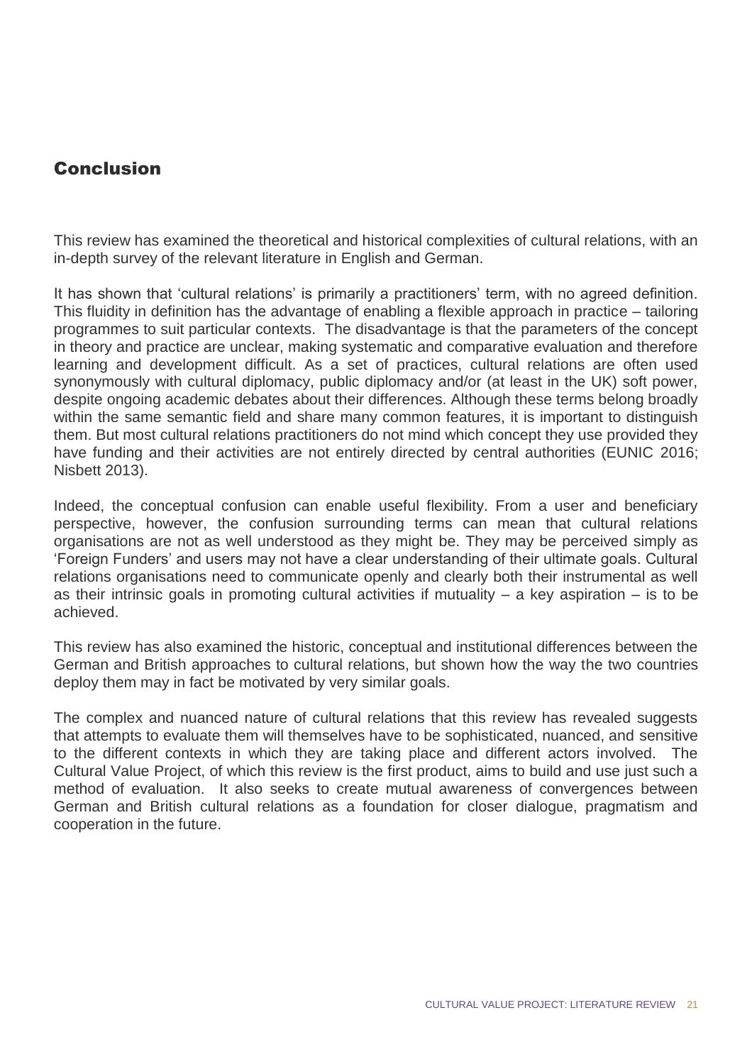## Conclusion

This review has examined the theoretical and historical complexities of cultural relations, with an in-depth survey of the relevant literature in English and German.

It has shown that 'cultural relations' is primarily a practitioners' term, with no agreed definition. This fluidity in definition has the advantage of enabling a flexible approach in practice – tailoring programmes to suit particular contexts. The disadvantage is that the parameters of the concept in theory and practice are unclear, making systematic and comparative evaluation and therefore learning and development difficult. As a set of practices, cultural relations are often used synonymously with cultural diplomacy, public diplomacy and/or (at least in the UK) soft power, despite ongoing academic debates about their differences. Although these terms belong broadly within the same semantic field and share many common features, it is important to distinguish them. But most cultural relations practitioners do not mind which concept they use provided they have funding and their activities are not entirely directed by central authorities (EUNIC 2016; Nisbett 2013).

Indeed, the conceptual confusion can enable useful flexibility. From a user and beneficiary perspective, however, the confusion surrounding terms can mean that cultural relations organisations are not as well understood as they might be. They may be perceived simply as 'Foreign Funders' and users may not have a clear understanding of their ultimate goals. Cultural relations organisations need to communicate openly and clearly both their instrumental as well as their intrinsic goals in promoting cultural activities if mutuality – a key aspiration – is to be achieved.

This review has also examined the historic, conceptual and institutional differences between the German and British approaches to cultural relations, but shown how the way the two countries deploy them may in fact be motivated by very similar goals.

The complex and nuanced nature of cultural relations that this review has revealed suggests that attempts to evaluate them will themselves have to be sophisticated, nuanced, and sensitive to the different contexts in which they are taking place and different actors involved. The Cultural Value Project, of which this review is the first product, aims to build and use just such a method of evaluation. It also seeks to create mutual awareness of convergences between German and British cultural relations as a foundation for closer dialogue, pragmatism and cooperation in the future.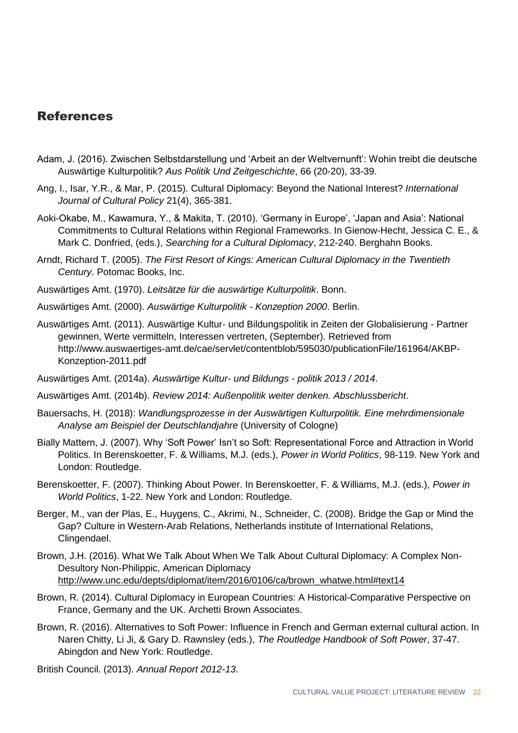## References

Adam, J. (2016). Zwischen Selbstdarstellung und 'Arbeit an der Weltvernunft': Wohin treibt die deutsche Auswärtige Kulturpolitik? *Aus Politik Und Zeitgeschichte*, 66 (20-20), 33-39.

Ang, I., Isar, Y.R., & Mar, P. (2015). Cultural Diplomacy: Beyond the National Interest? *International Journal of Cultural Policy* 21(4), 365-381.

Aoki-Okabe, M., Kawamura, Y., & Makita, T. (2010). 'Germany in Europe', 'Japan and Asia': National Commitments to Cultural Relations within Regional Frameworks. In Gienow-Hecht, Jessica C. E., & Mark C. Donfried, (eds.), *Searching for a Cultural Diplomacy*, 212-240. Berghahn Books.

Arndt, Richard T. (2005). *The First Resort of Kings: American Cultural Diplomacy in the Twentieth Century*. Potomac Books, Inc.

Auswärtiges Amt. (1970). *Leitsätze für die auswärtige Kulturpolitik*. Bonn.

Auswärtiges Amt. (2000). *Auswärtige Kulturpolitik - Konzeption 2000*. Berlin.

Auswärtiges Amt. (2011). Auswärtige Kultur- und Bildungspolitik in Zeiten der Globalisierung - Partner gewinnen, Werte vermitteln, Interessen vertreten, (September). Retrieved from http://www.auswaertiges-amt.de/cae/servlet/contentblob/595030/publicationFile/161964/AKBP-Konzeption-2011.pdf

Auswärtiges Amt. (2014a). *Auswärtige Kultur- und Bildungs - politik 2013 / 2014*.

Auswärtiges Amt. (2014b). *Review 2014: Außenpolitik weiter denken. Abschlussbericht*.

Bauersachs, H. (2018): *Wandlungsprozesse in der Auswärtigen Kulturpolitik. Eine mehrdimensionale Analyse am Beispiel der Deutschlandjahre* (University of Cologne)

Bially Mattern, J. (2007). Why 'Soft Power' Isn't so Soft: Representational Force and Attraction in World Politics. In Berenskoetter, F. & Williams, M.J. (eds.), *Power in World Politics*, 98-119. New York and London: Routledge.

Berenskoetter, F. (2007). Thinking About Power. In Berenskoetter, F. & Williams, M.J. (eds.), *Power in World Politics*, 1-22. New York and London: Routledge.

Berger, M., van der Plas, E., Huygens, C., Akrimi, N., Schneider, C. (2008). Bridge the Gap or Mind the Gap? Culture in Western-Arab Relations, Netherlands institute of International Relations, Clingendael.

Brown, J.H. (2016). What We Talk About When We Talk About Cultural Diplomacy: A Complex Non-Desultory Non-Philippic, American Diplomacy http://www.unc.edu/depts/diplomat/item/2016/0106/ca/brown_whatwe.html#text14

Brown, R. (2014). Cultural Diplomacy in European Countries: A Historical-Comparative Perspective on France, Germany and the UK. Archetti Brown Associates.

Brown, R. (2016). Alternatives to Soft Power: Influence in French and German external cultural action. In Naren Chitty, Li Ji, & Gary D. Rawnsley (eds.), *The Routledge Handbook of Soft Power*, 37-47. Abingdon and New York: Routledge.

British Council. (2013). *Annual Report 2012-13*.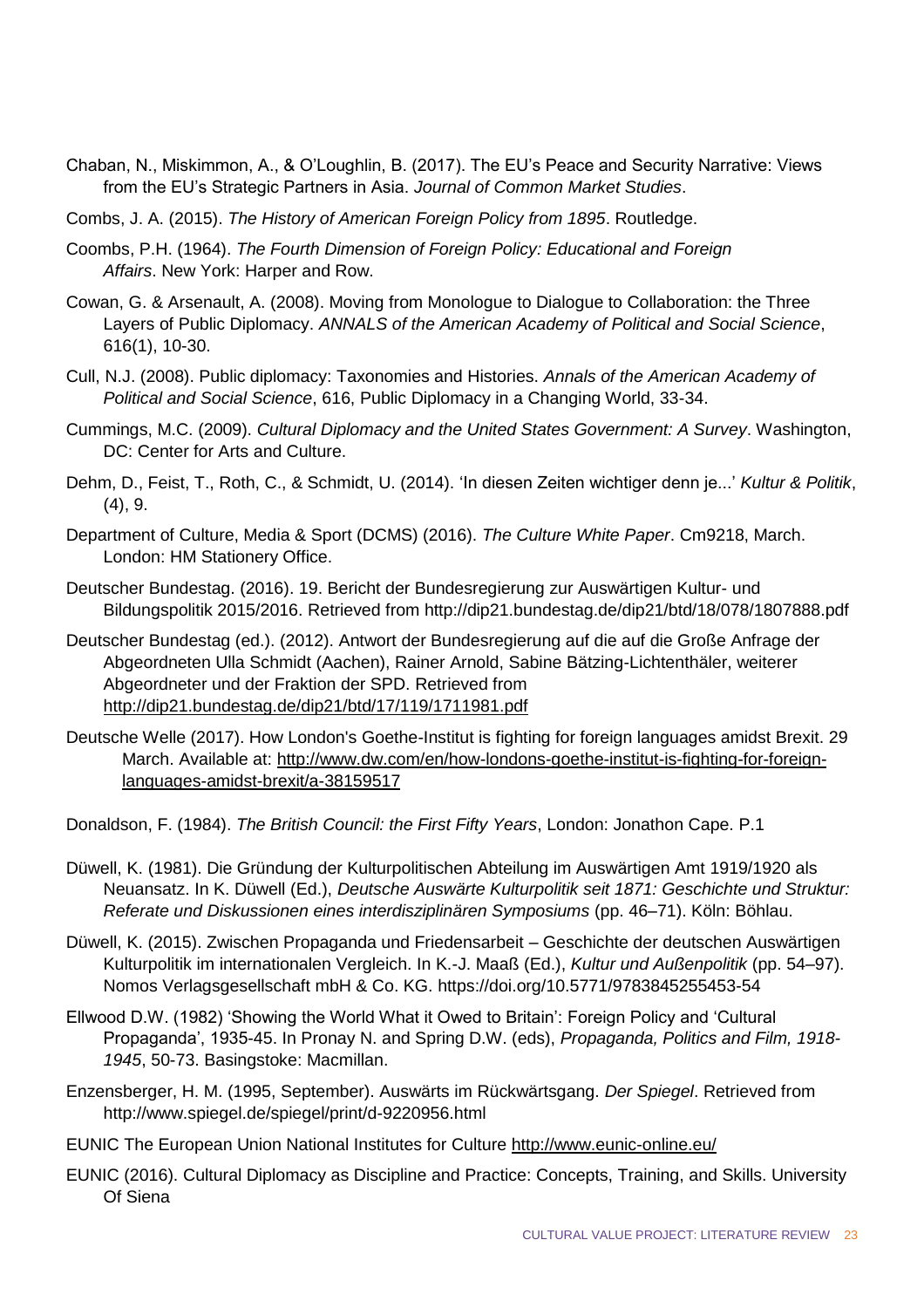Chaban, N., Miskimmon, A., & O'Loughlin, B. (2017). The EU's Peace and Security Narrative: Views from the EU's Strategic Partners in Asia. *Journal of Common Market Studies*.

Combs, J. A. (2015). *The History of American Foreign Policy from 1895*. Routledge.

Coombs, P.H. (1964). *The Fourth Dimension of Foreign Policy: Educational and Foreign Affairs*. New York: Harper and Row.

Cowan, G. & Arsenault, A. (2008). Moving from Monologue to Dialogue to Collaboration: the Three Layers of Public Diplomacy. *ANNALS of the American Academy of Political and Social Science*, 616(1), 10-30.

Cull, N.J. (2008). Public diplomacy: Taxonomies and Histories. *Annals of the American Academy of Political and Social Science*, 616, Public Diplomacy in a Changing World, 33-34.

Cummings, M.C. (2009). *Cultural Diplomacy and the United States Government: A Survey*. Washington, DC: Center for Arts and Culture.

Dehm, D., Feist, T., Roth, C., & Schmidt, U. (2014). 'In diesen Zeiten wichtiger denn je...' *Kultur & Politik*, (4), 9.

Department of Culture, Media & Sport (DCMS) (2016). *The Culture White Paper*. Cm9218, March. London: HM Stationery Office.

Deutscher Bundestag. (2016). 19. Bericht der Bundesregierung zur Auswärtigen Kultur- und Bildungspolitik 2015/2016. Retrieved from http://dip21.bundestag.de/dip21/btd/18/078/1807888.pdf

Deutscher Bundestag (ed.). (2012). Antwort der Bundesregierung auf die auf die Große Anfrage der Abgeordneten Ulla Schmidt (Aachen), Rainer Arnold, Sabine Bätzing-Lichtenthäler, weiterer Abgeordneter und der Fraktion der SPD. Retrieved from http://dip21.bundestag.de/dip21/btd/17/119/1711981.pdf

Deutsche Welle (2017). How London's Goethe-Institut is fighting for foreign languages amidst Brexit. 29 March. Available at: http://www.dw.com/en/how-londons-goethe-institut-is-fighting-for-foreign-languages-amidst-brexit/a-38159517

Donaldson, F. (1984). *The British Council: the First Fifty Years*, London: Jonathon Cape. P.1

Düwell, K. (1981). Die Gründung der Kulturpolitischen Abteilung im Auswärtigen Amt 1919/1920 als Neuansatz. In K. Düwell (Ed.), *Deutsche Auswärte Kulturpolitik seit 1871: Geschichte und Struktur: Referate und Diskussionen eines interdisziplinären Symposiums* (pp. 46–71). Köln: Böhlau.

Düwell, K. (2015). Zwischen Propaganda und Friedensarbeit – Geschichte der deutschen Auswärtigen Kulturpolitik im internationalen Vergleich. In K.-J. Maaß (Ed.), *Kultur und Außenpolitik* (pp. 54–97). Nomos Verlagsgesellschaft mbH & Co. KG. https://doi.org/10.5771/9783845255453-54

Ellwood D.W. (1982) 'Showing the World What it Owed to Britain': Foreign Policy and 'Cultural Propaganda', 1935-45. In Pronay N. and Spring D.W. (eds), *Propaganda, Politics and Film, 1918-1945*, 50-73. Basingstoke: Macmillan.

Enzensberger, H. M. (1995, September). Auswärts im Rückwärtsgang. *Der Spiegel*. Retrieved from http://www.spiegel.de/spiegel/print/d-9220956.html

EUNIC The European Union National Institutes for Culture http://www.eunic-online.eu/

EUNIC (2016). Cultural Diplomacy as Discipline and Practice: Concepts, Training, and Skills. University Of Siena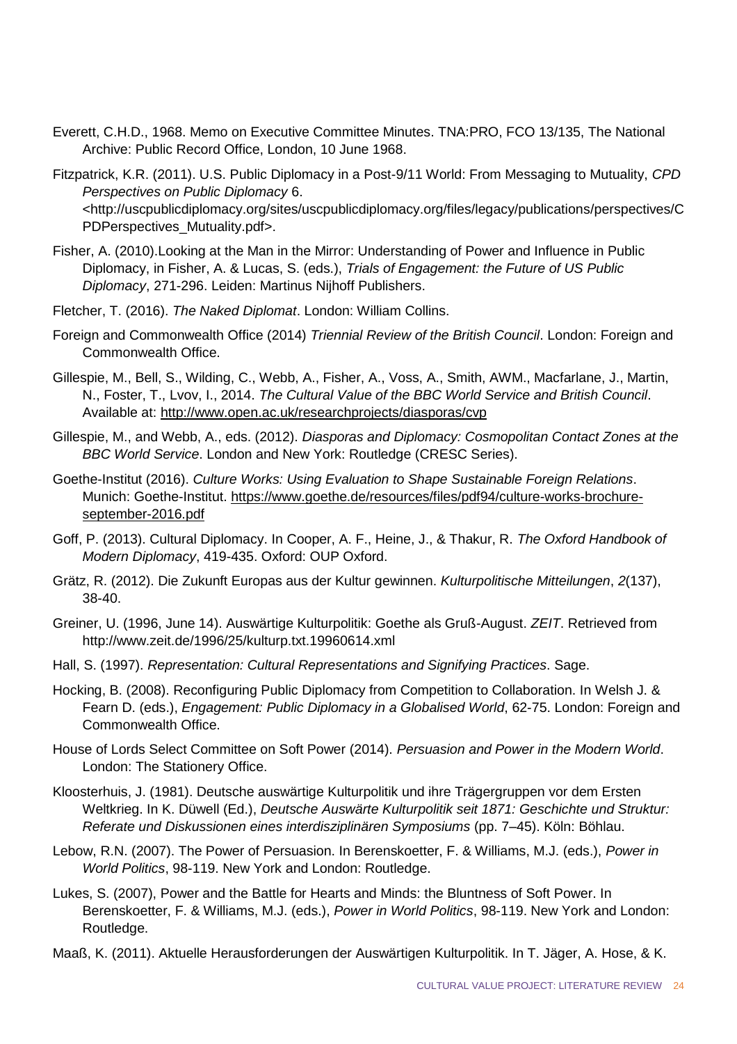Everett, C.H.D., 1968. Memo on Executive Committee Minutes. TNA:PRO, FCO 13/135, The National Archive: Public Record Office, London, 10 June 1968.

Fitzpatrick, K.R. (2011). U.S. Public Diplomacy in a Post-9/11 World: From Messaging to Mutuality, *CPD Perspectives on Public Diplomacy* 6. <http://uscpublicdiplomacy.org/sites/uscpublicdiplomacy.org/files/legacy/publications/perspectives/CPDPerspectives_Mutuality.pdf>.

Fisher, A. (2010).Looking at the Man in the Mirror: Understanding of Power and Influence in Public Diplomacy, in Fisher, A. & Lucas, S. (eds.), *Trials of Engagement: the Future of US Public Diplomacy*, 271-296. Leiden: Martinus Nijhoff Publishers.

Fletcher, T. (2016). *The Naked Diplomat*. London: William Collins.

Foreign and Commonwealth Office (2014) *Triennial Review of the British Council*. London: Foreign and Commonwealth Office.

Gillespie, M., Bell, S., Wilding, C., Webb, A., Fisher, A., Voss, A., Smith, AWM., Macfarlane, J., Martin, N., Foster, T., Lvov, I., 2014. *The Cultural Value of the BBC World Service and British Council*. Available at: http://www.open.ac.uk/researchprojects/diasporas/cvp

Gillespie, M., and Webb, A., eds. (2012). *Diasporas and Diplomacy: Cosmopolitan Contact Zones at the BBC World Service*. London and New York: Routledge (CRESC Series).

Goethe-Institut (2016). *Culture Works: Using Evaluation to Shape Sustainable Foreign Relations*. Munich: Goethe-Institut. https://www.goethe.de/resources/files/pdf94/culture-works-brochure-september-2016.pdf

Goff, P. (2013). Cultural Diplomacy. In Cooper, A. F., Heine, J., & Thakur, R. *The Oxford Handbook of Modern Diplomacy*, 419-435. Oxford: OUP Oxford.

Grätz, R. (2012). Die Zukunft Europas aus der Kultur gewinnen. *Kulturpolitische Mitteilungen*, *2*(137), 38-40.

Greiner, U. (1996, June 14). Auswärtige Kulturpolitik: Goethe als Gruß-August. *ZEIT*. Retrieved from http://www.zeit.de/1996/25/kulturp.txt.19960614.xml

Hall, S. (1997). *Representation: Cultural Representations and Signifying Practices*. Sage.

Hocking, B. (2008). Reconfiguring Public Diplomacy from Competition to Collaboration. In Welsh J. & Fearn D. (eds.), *Engagement: Public Diplomacy in a Globalised World*, 62-75. London: Foreign and Commonwealth Office.

House of Lords Select Committee on Soft Power (2014). *Persuasion and Power in the Modern World*. London: The Stationery Office.

Kloosterhuis, J. (1981). Deutsche auswärtige Kulturpolitik und ihre Trägergruppen vor dem Ersten Weltkrieg. In K. Düwell (Ed.), *Deutsche Auswärte Kulturpolitik seit 1871: Geschichte und Struktur: Referate und Diskussionen eines interdisziplinären Symposiums* (pp. 7–45). Köln: Böhlau.

Lebow, R.N. (2007). The Power of Persuasion. In Berenskoetter, F. & Williams, M.J. (eds.), *Power in World Politics*, 98-119. New York and London: Routledge.

Lukes, S. (2007), Power and the Battle for Hearts and Minds: the Bluntness of Soft Power. In Berenskoetter, F. & Williams, M.J. (eds.), *Power in World Politics*, 98-119. New York and London: Routledge.

Maaß, K. (2011). Aktuelle Herausforderungen der Auswärtigen Kulturpolitik. In T. Jäger, A. Hose, & K.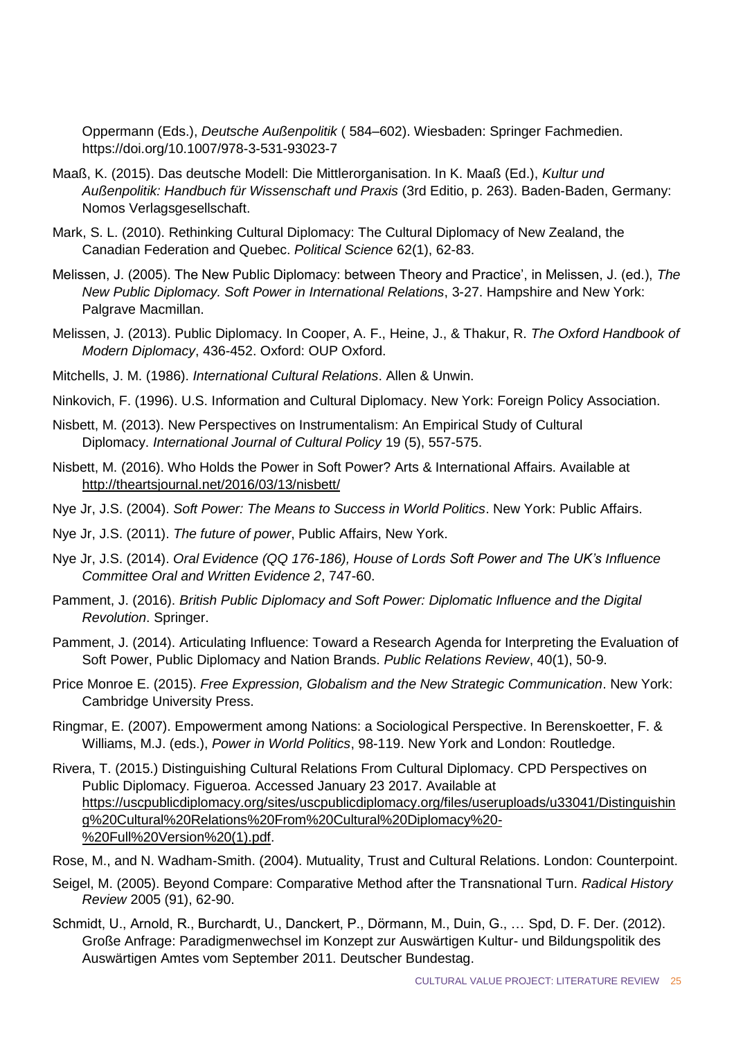Oppermann (Eds.), *Deutsche Außenpolitik* ( 584–602). Wiesbaden: Springer Fachmedien. https://doi.org/10.1007/978-3-531-93023-7

Maaß, K. (2015). Das deutsche Modell: Die Mittlerorganisation. In K. Maaß (Ed.), *Kultur und Außenpolitik: Handbuch für Wissenschaft und Praxis* (3rd Editio, p. 263). Baden-Baden, Germany: Nomos Verlagsgesellschaft.

Mark, S. L. (2010). Rethinking Cultural Diplomacy: The Cultural Diplomacy of New Zealand, the Canadian Federation and Quebec. *Political Science* 62(1), 62-83.

Melissen, J. (2005). The New Public Diplomacy: between Theory and Practice', in Melissen, J. (ed.), *The New Public Diplomacy. Soft Power in International Relations*, 3-27. Hampshire and New York: Palgrave Macmillan.

Melissen, J. (2013). Public Diplomacy. In Cooper, A. F., Heine, J., & Thakur, R. *The Oxford Handbook of Modern Diplomacy*, 436-452. Oxford: OUP Oxford.

Mitchells, J. M. (1986). *International Cultural Relations*. Allen & Unwin.

Ninkovich, F. (1996). U.S. Information and Cultural Diplomacy. New York: Foreign Policy Association.

Nisbett, M. (2013). New Perspectives on Instrumentalism: An Empirical Study of Cultural Diplomacy. *International Journal of Cultural Policy* 19 (5), 557-575.

Nisbett, M. (2016). Who Holds the Power in Soft Power? Arts & International Affairs. Available at http://theartsjournal.net/2016/03/13/nisbett/

Nye Jr, J.S. (2004). *Soft Power: The Means to Success in World Politics*. New York: Public Affairs.

Nye Jr, J.S. (2011). *The future of power*, Public Affairs, New York.

Nye Jr, J.S. (2014). *Oral Evidence (QQ 176-186), House of Lords Soft Power and The UK's Influence Committee Oral and Written Evidence 2*, 747-60.

Pamment, J. (2016). *British Public Diplomacy and Soft Power: Diplomatic Influence and the Digital Revolution*. Springer.

Pamment, J. (2014). Articulating Influence: Toward a Research Agenda for Interpreting the Evaluation of Soft Power, Public Diplomacy and Nation Brands. *Public Relations Review*, 40(1), 50-9.

Price Monroe E. (2015). *Free Expression, Globalism and the New Strategic Communication*. New York: Cambridge University Press.

Ringmar, E. (2007). Empowerment among Nations: a Sociological Perspective. In Berenskoetter, F. & Williams, M.J. (eds.), *Power in World Politics*, 98-119. New York and London: Routledge.

Rivera, T. (2015.) Distinguishing Cultural Relations From Cultural Diplomacy. CPD Perspectives on Public Diplomacy. Figueroa. Accessed January 23 2017. Available at https://uscpublicdiplomacy.org/sites/uscpublicdiplomacy.org/files/useruploads/u33041/Distinguishing%20Cultural%20Relations%20From%20Cultural%20Diplomacy%20-%20Full%20Version%20(1).pdf.

Rose, M., and N. Wadham-Smith. (2004). Mutuality, Trust and Cultural Relations. London: Counterpoint.

Seigel, M. (2005). Beyond Compare: Comparative Method after the Transnational Turn. *Radical History Review* 2005 (91), 62-90.

Schmidt, U., Arnold, R., Burchardt, U., Danckert, P., Dörmann, M., Duin, G., … Spd, D. F. Der. (2012). Große Anfrage: Paradigmenwechsel im Konzept zur Auswärtigen Kultur- und Bildungspolitik des Auswärtigen Amtes vom September 2011. Deutscher Bundestag.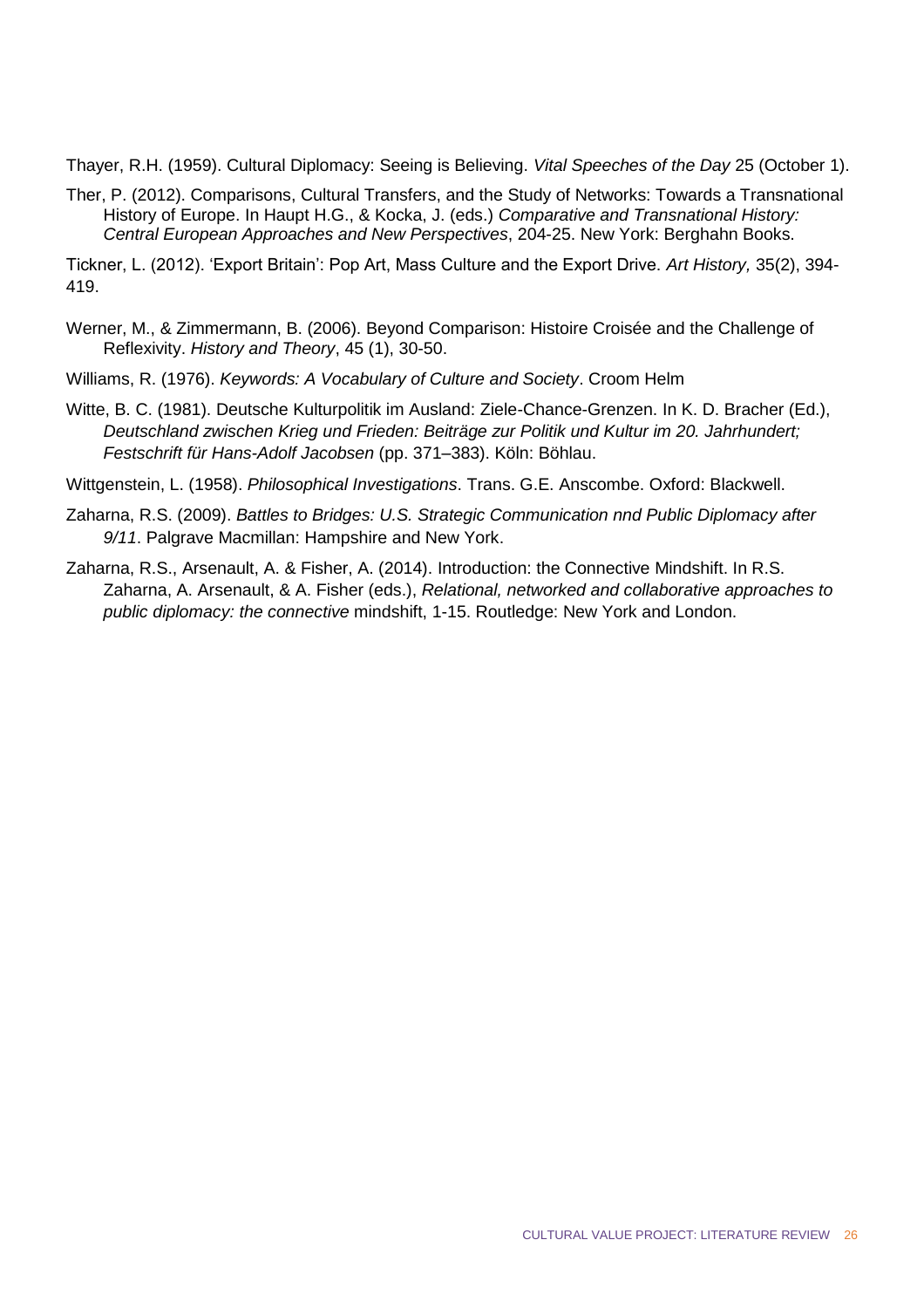Thayer, R.H. (1959). Cultural Diplomacy: Seeing is Believing. *Vital Speeches of the Day* 25 (October 1).

Ther, P. (2012). Comparisons, Cultural Transfers, and the Study of Networks: Towards a Transnational History of Europe. In Haupt H.G., & Kocka, J. (eds.) *Comparative and Transnational History: Central European Approaches and New Perspectives*, 204-25. New York: Berghahn Books.

Tickner, L. (2012). 'Export Britain': Pop Art, Mass Culture and the Export Drive. *Art History,* 35(2), 394-419.

Werner, M., & Zimmermann, B. (2006). Beyond Comparison: Histoire Croisée and the Challenge of Reflexivity. *History and Theory*, 45 (1), 30-50.

Williams, R. (1976). *Keywords: A Vocabulary of Culture and Society*. Croom Helm

Witte, B. C. (1981). Deutsche Kulturpolitik im Ausland: Ziele-Chance-Grenzen. In K. D. Bracher (Ed.), *Deutschland zwischen Krieg und Frieden: Beiträge zur Politik und Kultur im 20. Jahrhundert; Festschrift für Hans-Adolf Jacobsen* (pp. 371–383). Köln: Böhlau.

Wittgenstein, L. (1958). *Philosophical Investigations*. Trans. G.E. Anscombe. Oxford: Blackwell.

Zaharna, R.S. (2009). *Battles to Bridges: U.S. Strategic Communication nnd Public Diplomacy after 9/11*. Palgrave Macmillan: Hampshire and New York.

Zaharna, R.S., Arsenault, A. & Fisher, A. (2014). Introduction: the Connective Mindshift. In R.S. Zaharna, A. Arsenault, & A. Fisher (eds.), *Relational, networked and collaborative approaches to public diplomacy: the connective* mindshift, 1-15. Routledge: New York and London.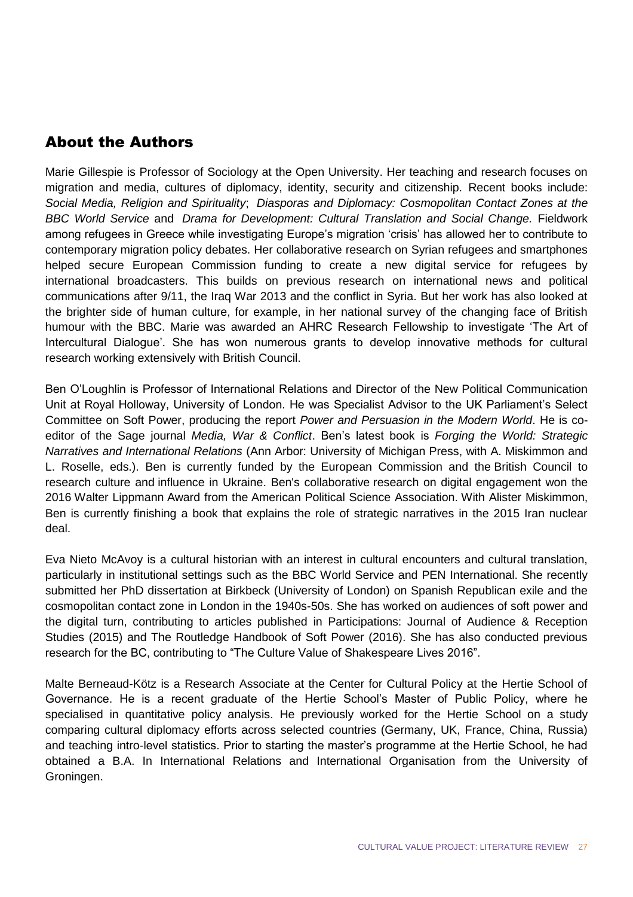## About the Authors

Marie Gillespie is Professor of Sociology at the Open University. Her teaching and research focuses on migration and media, cultures of diplomacy, identity, security and citizenship. Recent books include: *Social Media, Religion and Spirituality*; *Diasporas and Diplomacy: Cosmopolitan Contact Zones at the BBC World Service* and *Drama for Development: Cultural Translation and Social Change.* Fieldwork among refugees in Greece while investigating Europe's migration 'crisis' has allowed her to contribute to contemporary migration policy debates. Her collaborative research on Syrian refugees and smartphones helped secure European Commission funding to create a new digital service for refugees by international broadcasters. This builds on previous research on international news and political communications after 9/11, the Iraq War 2013 and the conflict in Syria. But her work has also looked at the brighter side of human culture, for example, in her national survey of the changing face of British humour with the BBC. Marie was awarded an AHRC Research Fellowship to investigate 'The Art of Intercultural Dialogue'. She has won numerous grants to develop innovative methods for cultural research working extensively with British Council.

Ben O'Loughlin is Professor of International Relations and Director of the New Political Communication Unit at Royal Holloway, University of London. He was Specialist Advisor to the UK Parliament's Select Committee on Soft Power, producing the report *Power and Persuasion in the Modern World*. He is co-editor of the Sage journal *Media, War & Conflict*. Ben's latest book is *Forging the World: Strategic Narratives and International Relations* (Ann Arbor: University of Michigan Press, with A. Miskimmon and L. Roselle, eds.). Ben is currently funded by the European Commission and the British Council to research culture and influence in Ukraine. Ben's collaborative research on digital engagement won the 2016 Walter Lippmann Award from the American Political Science Association. With Alister Miskimmon, Ben is currently finishing a book that explains the role of strategic narratives in the 2015 Iran nuclear deal.

Eva Nieto McAvoy is a cultural historian with an interest in cultural encounters and cultural translation, particularly in institutional settings such as the BBC World Service and PEN International. She recently submitted her PhD dissertation at Birkbeck (University of London) on Spanish Republican exile and the cosmopolitan contact zone in London in the 1940s-50s. She has worked on audiences of soft power and the digital turn, contributing to articles published in Participations: Journal of Audience & Reception Studies (2015) and The Routledge Handbook of Soft Power (2016). She has also conducted previous research for the BC, contributing to "The Culture Value of Shakespeare Lives 2016".

Malte Berneaud-Kötz is a Research Associate at the Center for Cultural Policy at the Hertie School of Governance. He is a recent graduate of the Hertie School's Master of Public Policy, where he specialised in quantitative policy analysis. He previously worked for the Hertie School on a study comparing cultural diplomacy efforts across selected countries (Germany, UK, France, China, Russia) and teaching intro-level statistics. Prior to starting the master's programme at the Hertie School, he had obtained a B.A. In International Relations and International Organisation from the University of Groningen.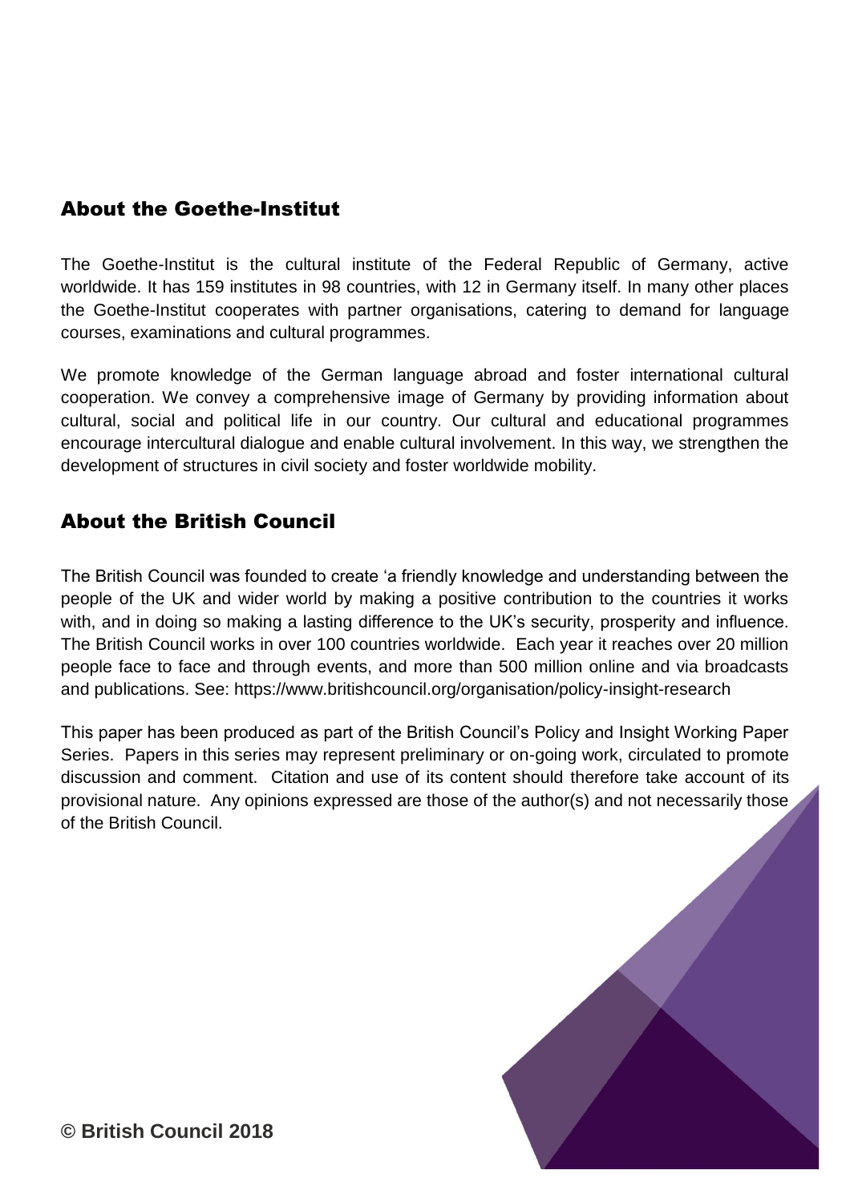## About the Goethe-Institut

The Goethe-Institut is the cultural institute of the Federal Republic of Germany, active worldwide. It has 159 institutes in 98 countries, with 12 in Germany itself. In many other places the Goethe-Institut cooperates with partner organisations, catering to demand for language courses, examinations and cultural programmes.

We promote knowledge of the German language abroad and foster international cultural cooperation. We convey a comprehensive image of Germany by providing information about cultural, social and political life in our country. Our cultural and educational programmes encourage intercultural dialogue and enable cultural involvement. In this way, we strengthen the development of structures in civil society and foster worldwide mobility.

## About the British Council

The British Council was founded to create 'a friendly knowledge and understanding between the people of the UK and wider world by making a positive contribution to the countries it works with, and in doing so making a lasting difference to the UK's security, prosperity and influence. The British Council works in over 100 countries worldwide. Each year it reaches over 20 million people face to face and through events, and more than 500 million online and via broadcasts and publications. See: https://www.britishcouncil.org/organisation/policy-insight-research

This paper has been produced as part of the British Council's Policy and Insight Working Paper Series. Papers in this series may represent preliminary or on-going work, circulated to promote discussion and comment. Citation and use of its content should therefore take account of its provisional nature. Any opinions expressed are those of the author(s) and not necessarily those of the British Council.

**© British Council 2018**